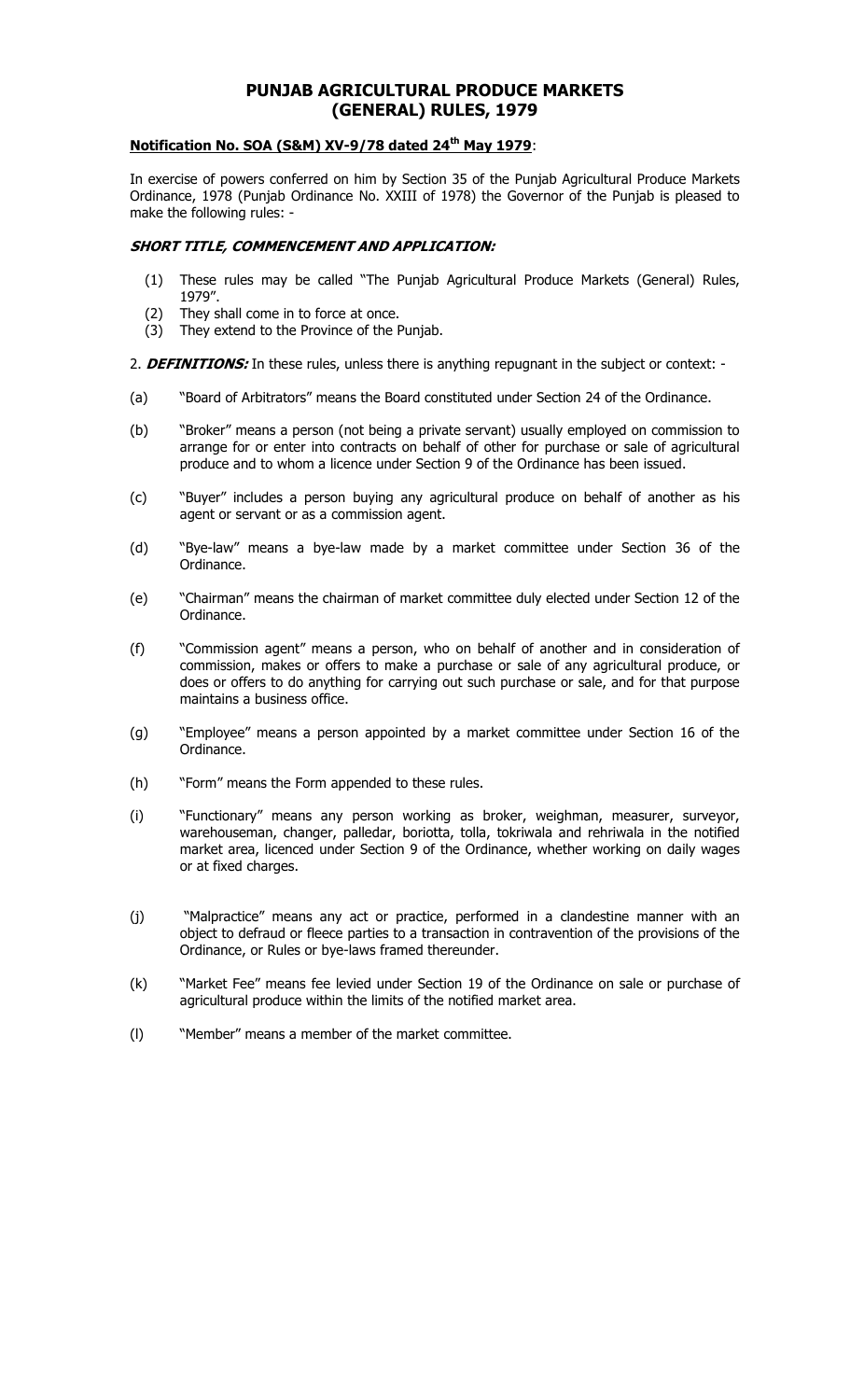# PUNJAB AGRICULTURAL PRODUCE MARKETS (GENERAL) RULES, 1979

**Notification No. SOA (S&M) XV-9/78 dated 24th May 1979**:

In exercise of powers conferred on him by Section 35 of the Punjab Agricultural Produce Markets Ordinance, 1978 (Punjab Ordinance No. XXIII of 1978) the Governor of the Punjab is pleased to make the following rules: -

***SHORT TITLE, COMMENCEMENT AND APPLICATION:***

(1) These rules may be called "The Punjab Agricultural Produce Markets (General) Rules, 1979".
(2) They shall come in to force at once.
(3) They extend to the Province of the Punjab.

2. ***DEFINITIONS:*** In these rules, unless there is anything repugnant in the subject or context: -

(a) "Board of Arbitrators" means the Board constituted under Section 24 of the Ordinance.

(b) "Broker" means a person (not being a private servant) usually employed on commission to arrange for or enter into contracts on behalf of other for purchase or sale of agricultural produce and to whom a licence under Section 9 of the Ordinance has been issued.

(c) "Buyer" includes a person buying any agricultural produce on behalf of another as his agent or servant or as a commission agent.

(d) "Bye-law" means a bye-law made by a market committee under Section 36 of the Ordinance.

(e) "Chairman" means the chairman of market committee duly elected under Section 12 of the Ordinance.

(f) "Commission agent" means a person, who on behalf of another and in consideration of commission, makes or offers to make a purchase or sale of any agricultural produce, or does or offers to do anything for carrying out such purchase or sale, and for that purpose maintains a business office.

(g) "Employee" means a person appointed by a market committee under Section 16 of the Ordinance.

(h) "Form" means the Form appended to these rules.

(i) "Functionary" means any person working as broker, weighman, measurer, surveyor, warehouseman, changer, palledar, boriotta, tolla, tokriwala and rehriwala in the notified market area, licenced under Section 9 of the Ordinance, whether working on daily wages or at fixed charges.

(j) "Malpractice" means any act or practice, performed in a clandestine manner with an object to defraud or fleece parties to a transaction in contravention of the provisions of the Ordinance, or Rules or bye-laws framed thereunder.

(k) "Market Fee" means fee levied under Section 19 of the Ordinance on sale or purchase of agricultural produce within the limits of the notified market area.

(l) "Member" means a member of the market committee.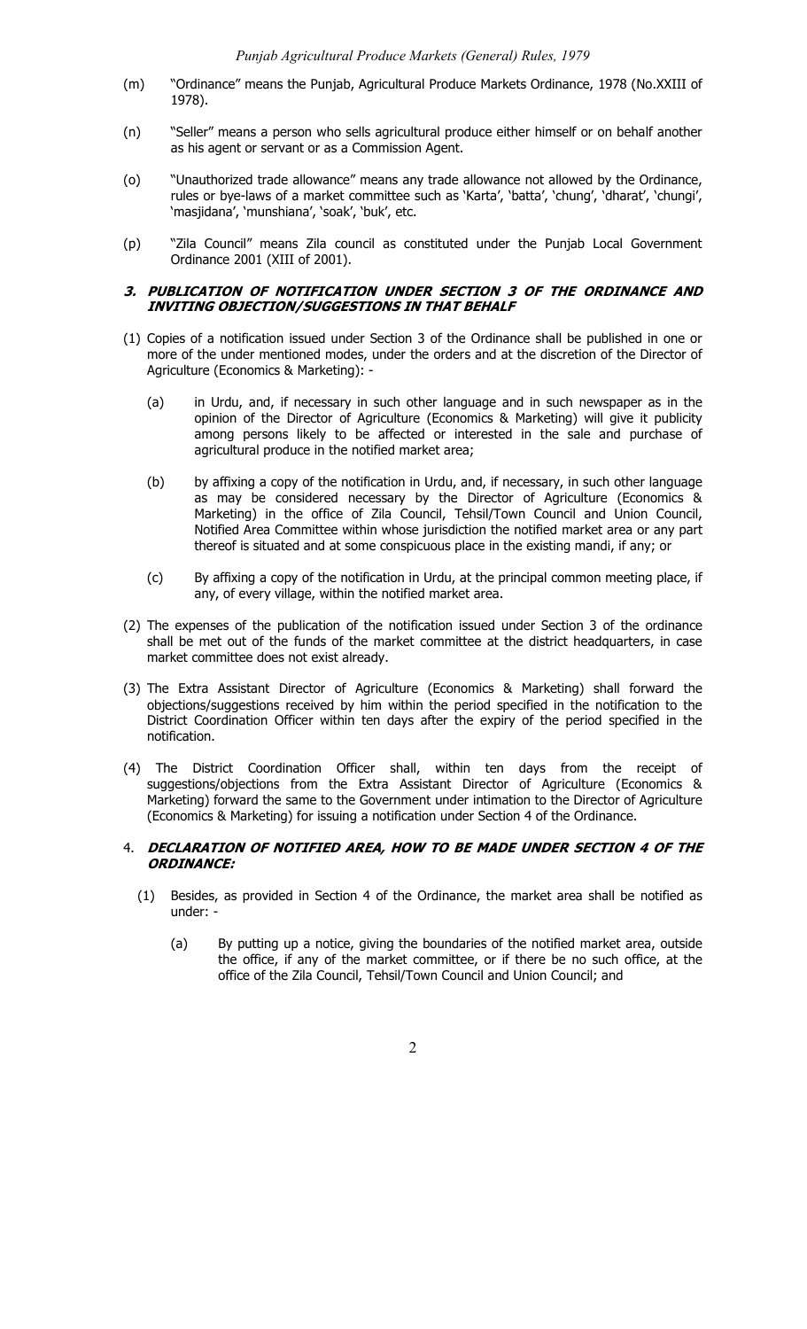(m) "Ordinance" means the Punjab, Agricultural Produce Markets Ordinance, 1978 (No.XXIII of 1978).

(n) "Seller" means a person who sells agricultural produce either himself or on behalf another as his agent or servant or as a Commission Agent.

(o) "Unauthorized trade allowance" means any trade allowance not allowed by the Ordinance, rules or bye-laws of a market committee such as 'Karta', 'batta', 'chung', 'dharat', 'chungi', 'masjidana', 'munshiana', 'soak', 'buk', etc.

(p) "Zila Council" means Zila council as constituted under the Punjab Local Government Ordinance 2001 (XIII of 2001).

### 3. PUBLICATION OF NOTIFICATION UNDER SECTION 3 OF THE ORDINANCE AND INVITING OBJECTION/SUGGESTIONS IN THAT BEHALF

(1) Copies of a notification issued under Section 3 of the Ordinance shall be published in one or more of the under mentioned modes, under the orders and at the discretion of the Director of Agriculture (Economics & Marketing): -

(a) in Urdu, and, if necessary in such other language and in such newspaper as in the opinion of the Director of Agriculture (Economics & Marketing) will give it publicity among persons likely to be affected or interested in the sale and purchase of agricultural produce in the notified market area;

(b) by affixing a copy of the notification in Urdu, and, if necessary, in such other language as may be considered necessary by the Director of Agriculture (Economics & Marketing) in the office of Zila Council, Tehsil/Town Council and Union Council, Notified Area Committee within whose jurisdiction the notified market area or any part thereof is situated and at some conspicuous place in the existing mandi, if any; or

(c) By affixing a copy of the notification in Urdu, at the principal common meeting place, if any, of every village, within the notified market area.

(2) The expenses of the publication of the notification issued under Section 3 of the ordinance shall be met out of the funds of the market committee at the district headquarters, in case market committee does not exist already.

(3) The Extra Assistant Director of Agriculture (Economics & Marketing) shall forward the objections/suggestions received by him within the period specified in the notification to the District Coordination Officer within ten days after the expiry of the period specified in the notification.

(4) The District Coordination Officer shall, within ten days from the receipt of suggestions/objections from the Extra Assistant Director of Agriculture (Economics & Marketing) forward the same to the Government under intimation to the Director of Agriculture (Economics & Marketing) for issuing a notification under Section 4 of the Ordinance.

### 4. DECLARATION OF NOTIFIED AREA, HOW TO BE MADE UNDER SECTION 4 OF THE ORDINANCE:

(1) Besides, as provided in Section 4 of the Ordinance, the market area shall be notified as under: -

(a) By putting up a notice, giving the boundaries of the notified market area, outside the office, if any of the market committee, or if there be no such office, at the office of the Zila Council, Tehsil/Town Council and Union Council; and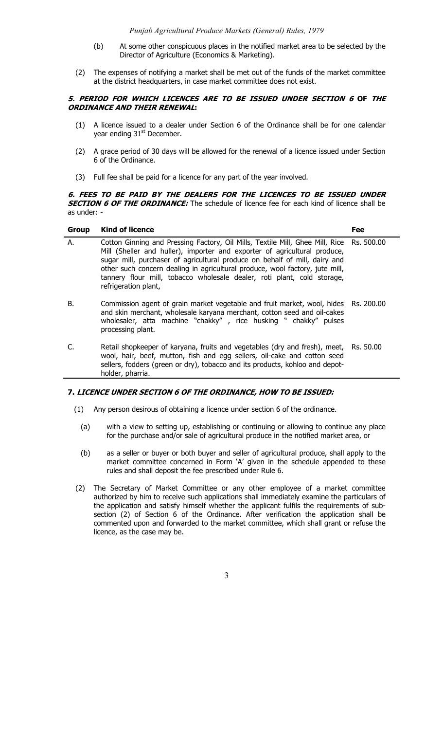(b) At some other conspicuous places in the notified market area to be selected by the Director of Agriculture (Economics & Marketing).

(2) The expenses of notifying a market shall be met out of the funds of the market committee at the district headquarters, in case market committee does not exist.

### *5. PERIOD FOR WHICH LICENCES ARE TO BE ISSUED UNDER SECTION 6* OF *THE ORDINANCE AND THEIR RENEWAL*:

(1) A licence issued to a dealer under Section 6 of the Ordinance shall be for one calendar year ending 31st December.

(2) A grace period of 30 days will be allowed for the renewal of a licence issued under Section 6 of the Ordinance.

(3) Full fee shall be paid for a licence for any part of the year involved.

***6. FEES TO BE PAID BY THE DEALERS FOR THE LICENCES TO BE ISSUED UNDER SECTION 6 OF THE ORDINANCE:*** The schedule of licence fee for each kind of licence shall be as under: -

| Group | Kind of licence | Fee |
|---|---|---|
| A. | Cotton Ginning and Pressing Factory, Oil Mills, Textile Mill, Ghee Mill, Rice Mill (Sheller and huller), importer and exporter of agricultural produce, sugar mill, purchaser of agricultural produce on behalf of mill, dairy and other such concern dealing in agricultural produce, wool factory, jute mill, tannery flour mill, tobacco wholesale dealer, roti plant, cold storage, refrigeration plant, | Rs. 500.00 |
| B. | Commission agent of grain market vegetable and fruit market, wool, hides and skin merchant, wholesale karyana merchant, cotton seed and oil-cakes wholesaler, atta machine "chakky" , rice husking " chakky" pulses processing plant. | Rs. 200.00 |
| C. | Retail shopkeeper of karyana, fruits and vegetables (dry and fresh), meet, wool, hair, beef, mutton, fish and egg sellers, oil-cake and cotton seed sellers, fodders (green or dry), tobacco and its products, kohloo and depot-holder, pharria. | Rs. 50.00 |

### 7. *LICENCE UNDER SECTION 6 OF THE ORDINANCE, HOW TO BE ISSUED:*

(1) Any person desirous of obtaining a licence under section 6 of the ordinance.

(a) with a view to setting up, establishing or continuing or allowing to continue any place for the purchase and/or sale of agricultural produce in the notified market area, or

(b) as a seller or buyer or both buyer and seller of agricultural produce, shall apply to the market committee concerned in Form 'A' given in the schedule appended to these rules and shall deposit the fee prescribed under Rule 6.

(2) The Secretary of Market Committee or any other employee of a market committee authorized by him to receive such applications shall immediately examine the particulars of the application and satisfy himself whether the applicant fulfils the requirements of sub-section (2) of Section 6 of the Ordinance. After verification the application shall be commented upon and forwarded to the market committee, which shall grant or refuse the licence, as the case may be.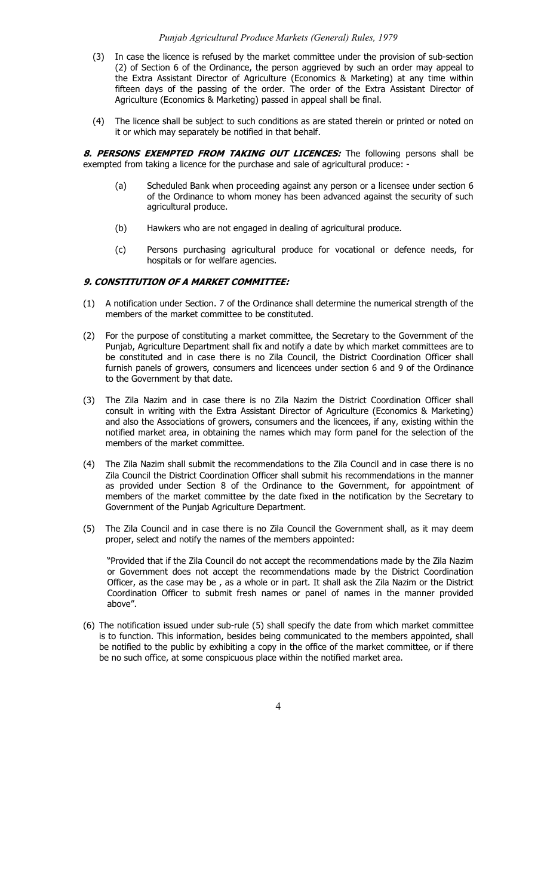(3) In case the licence is refused by the market committee under the provision of sub-section (2) of Section 6 of the Ordinance, the person aggrieved by such an order may appeal to the Extra Assistant Director of Agriculture (Economics & Marketing) at any time within fifteen days of the passing of the order. The order of the Extra Assistant Director of Agriculture (Economics & Marketing) passed in appeal shall be final.

(4) The licence shall be subject to such conditions as are stated therein or printed or noted on it or which may separately be notified in that behalf.

***8. PERSONS EXEMPTED FROM TAKING OUT LICENCES:*** The following persons shall be exempted from taking a licence for the purchase and sale of agricultural produce: -

(a) Scheduled Bank when proceeding against any person or a licensee under section 6 of the Ordinance to whom money has been advanced against the security of such agricultural produce.

(b) Hawkers who are not engaged in dealing of agricultural produce.

(c) Persons purchasing agricultural produce for vocational or defence needs, for hospitals or for welfare agencies.

***9. CONSTITUTION OF A MARKET COMMITTEE:***

(1) A notification under Section. 7 of the Ordinance shall determine the numerical strength of the members of the market committee to be constituted.

(2) For the purpose of constituting a market committee, the Secretary to the Government of the Punjab, Agriculture Department shall fix and notify a date by which market committees are to be constituted and in case there is no Zila Council, the District Coordination Officer shall furnish panels of growers, consumers and licencees under section 6 and 9 of the Ordinance to the Government by that date.

(3) The Zila Nazim and in case there is no Zila Nazim the District Coordination Officer shall consult in writing with the Extra Assistant Director of Agriculture (Economics & Marketing) and also the Associations of growers, consumers and the licencees, if any, existing within the notified market area, in obtaining the names which may form panel for the selection of the members of the market committee.

(4) The Zila Nazim shall submit the recommendations to the Zila Council and in case there is no Zila Council the District Coordination Officer shall submit his recommendations in the manner as provided under Section 8 of the Ordinance to the Government, for appointment of members of the market committee by the date fixed in the notification by the Secretary to Government of the Punjab Agriculture Department.

(5) The Zila Council and in case there is no Zila Council the Government shall, as it may deem proper, select and notify the names of the members appointed:

"Provided that if the Zila Council do not accept the recommendations made by the Zila Nazim or Government does not accept the recommendations made by the District Coordination Officer, as the case may be , as a whole or in part. It shall ask the Zila Nazim or the District Coordination Officer to submit fresh names or panel of names in the manner provided above".

(6) The notification issued under sub-rule (5) shall specify the date from which market committee is to function. This information, besides being communicated to the members appointed, shall be notified to the public by exhibiting a copy in the office of the market committee, or if there be no such office, at some conspicuous place within the notified market area.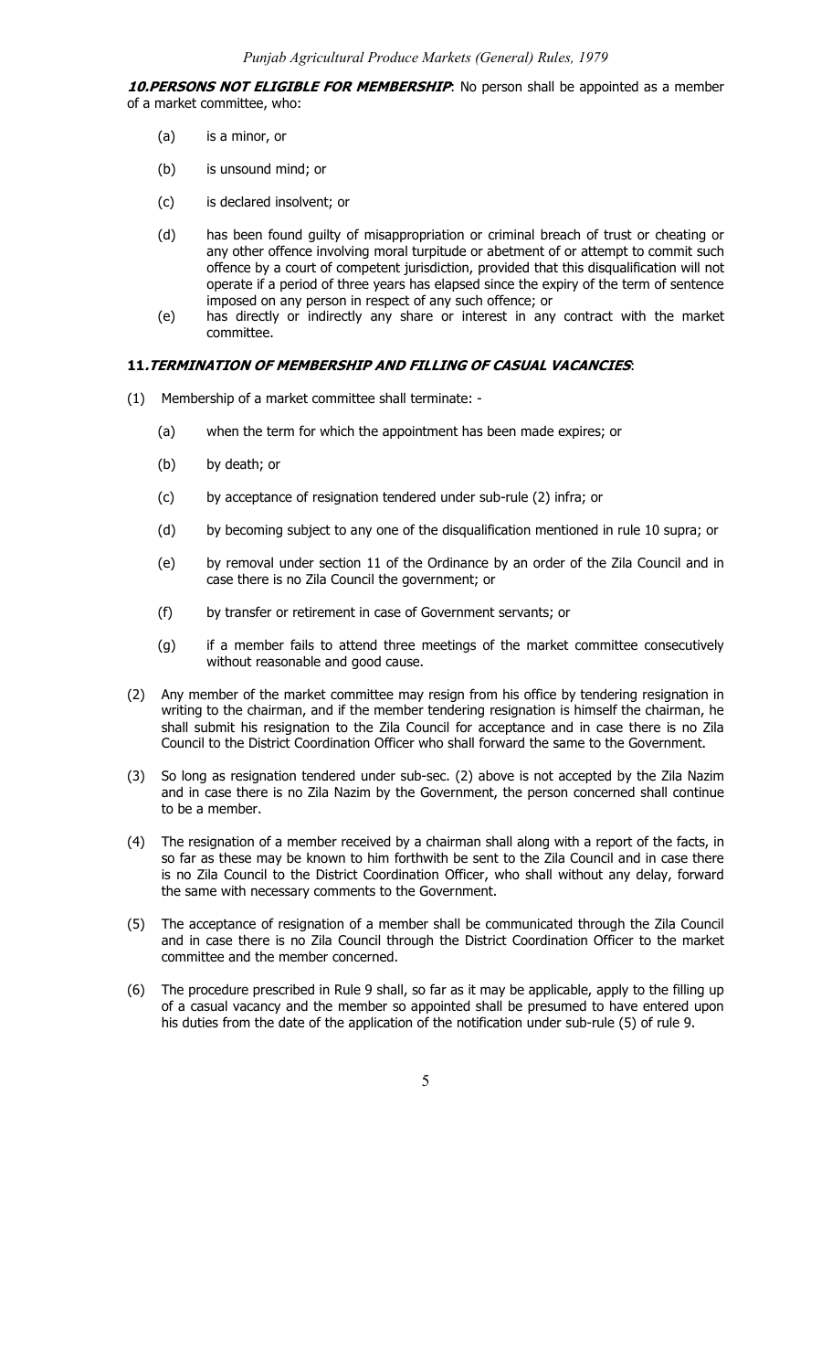**10. *PERSONS NOT ELIGIBLE FOR MEMBERSHIP***: No person shall be appointed as a member of a market committee, who:

- (a) is a minor, or
- (b) is unsound mind; or
- (c) is declared insolvent; or
- (d) has been found guilty of misappropriation or criminal breach of trust or cheating or any other offence involving moral turpitude or abetment of or attempt to commit such offence by a court of competent jurisdiction, provided that this disqualification will not operate if a period of three years has elapsed since the expiry of the term of sentence imposed on any person in respect of any such offence; or
- (e) has directly or indirectly any share or interest in any contract with the market committee.

**11. *TERMINATION OF MEMBERSHIP AND FILLING OF CASUAL VACANCIES***:

(1) Membership of a market committee shall terminate: -

- (a) when the term for which the appointment has been made expires; or
- (b) by death; or
- (c) by acceptance of resignation tendered under sub-rule (2) infra; or
- (d) by becoming subject to any one of the disqualification mentioned in rule 10 supra; or
- (e) by removal under section 11 of the Ordinance by an order of the Zila Council and in case there is no Zila Council the government; or
- (f) by transfer or retirement in case of Government servants; or
- (g) if a member fails to attend three meetings of the market committee consecutively without reasonable and good cause.

(2) Any member of the market committee may resign from his office by tendering resignation in writing to the chairman, and if the member tendering resignation is himself the chairman, he shall submit his resignation to the Zila Council for acceptance and in case there is no Zila Council to the District Coordination Officer who shall forward the same to the Government.

(3) So long as resignation tendered under sub-sec. (2) above is not accepted by the Zila Nazim and in case there is no Zila Nazim by the Government, the person concerned shall continue to be a member.

(4) The resignation of a member received by a chairman shall along with a report of the facts, in so far as these may be known to him forthwith be sent to the Zila Council and in case there is no Zila Council to the District Coordination Officer, who shall without any delay, forward the same with necessary comments to the Government.

(5) The acceptance of resignation of a member shall be communicated through the Zila Council and in case there is no Zila Council through the District Coordination Officer to the market committee and the member concerned.

(6) The procedure prescribed in Rule 9 shall, so far as it may be applicable, apply to the filling up of a casual vacancy and the member so appointed shall be presumed to have entered upon his duties from the date of the application of the notification under sub-rule (5) of rule 9.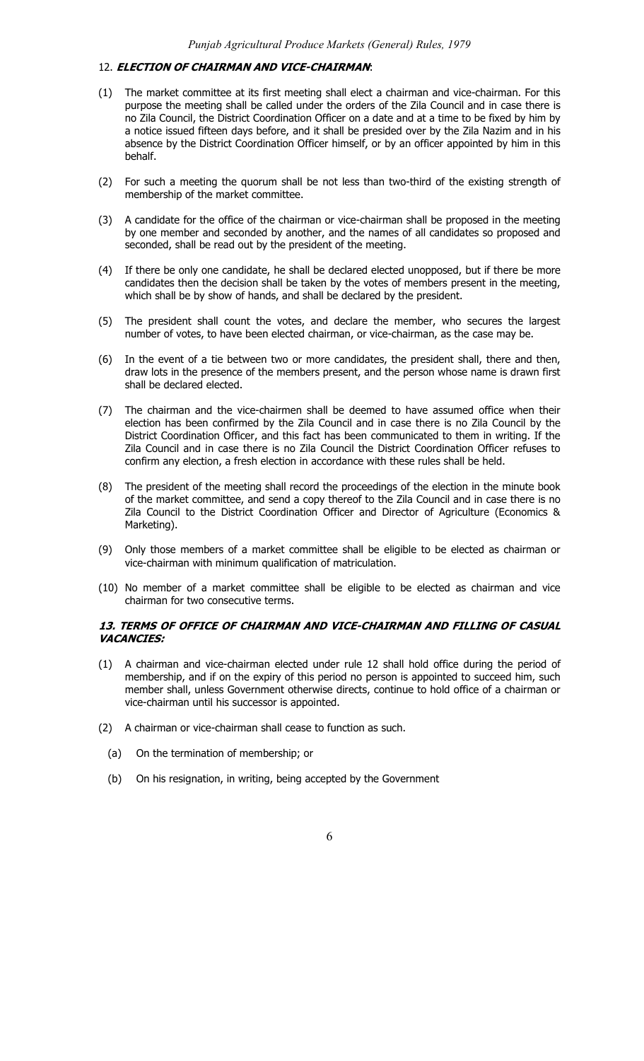## 12. ***ELECTION OF CHAIRMAN AND VICE-CHAIRMAN***:

(1) The market committee at its first meeting shall elect a chairman and vice-chairman. For this purpose the meeting shall be called under the orders of the Zila Council and in case there is no Zila Council, the District Coordination Officer on a date and at a time to be fixed by him by a notice issued fifteen days before, and it shall be presided over by the Zila Nazim and in his absence by the District Coordination Officer himself, or by an officer appointed by him in this behalf.

(2) For such a meeting the quorum shall be not less than two-third of the existing strength of membership of the market committee.

(3) A candidate for the office of the chairman or vice-chairman shall be proposed in the meeting by one member and seconded by another, and the names of all candidates so proposed and seconded, shall be read out by the president of the meeting.

(4) If there be only one candidate, he shall be declared elected unopposed, but if there be more candidates then the decision shall be taken by the votes of members present in the meeting, which shall be by show of hands, and shall be declared by the president.

(5) The president shall count the votes, and declare the member, who secures the largest number of votes, to have been elected chairman, or vice-chairman, as the case may be.

(6) In the event of a tie between two or more candidates, the president shall, there and then, draw lots in the presence of the members present, and the person whose name is drawn first shall be declared elected.

(7) The chairman and the vice-chairmen shall be deemed to have assumed office when their election has been confirmed by the Zila Council and in case there is no Zila Council by the District Coordination Officer, and this fact has been communicated to them in writing. If the Zila Council and in case there is no Zila Council the District Coordination Officer refuses to confirm any election, a fresh election in accordance with these rules shall be held.

(8) The president of the meeting shall record the proceedings of the election in the minute book of the market committee, and send a copy thereof to the Zila Council and in case there is no Zila Council to the District Coordination Officer and Director of Agriculture (Economics & Marketing).

(9) Only those members of a market committee shall be eligible to be elected as chairman or vice-chairman with minimum qualification of matriculation.

(10) No member of a market committee shall be eligible to be elected as chairman and vice chairman for two consecutive terms.

## ***13. TERMS OF OFFICE OF CHAIRMAN AND VICE-CHAIRMAN AND FILLING OF CASUAL VACANCIES:***

(1) A chairman and vice-chairman elected under rule 12 shall hold office during the period of membership, and if on the expiry of this period no person is appointed to succeed him, such member shall, unless Government otherwise directs, continue to hold office of a chairman or vice-chairman until his successor is appointed.

(2) A chairman or vice-chairman shall cease to function as such.

  (a) On the termination of membership; or

  (b) On his resignation, in writing, being accepted by the Government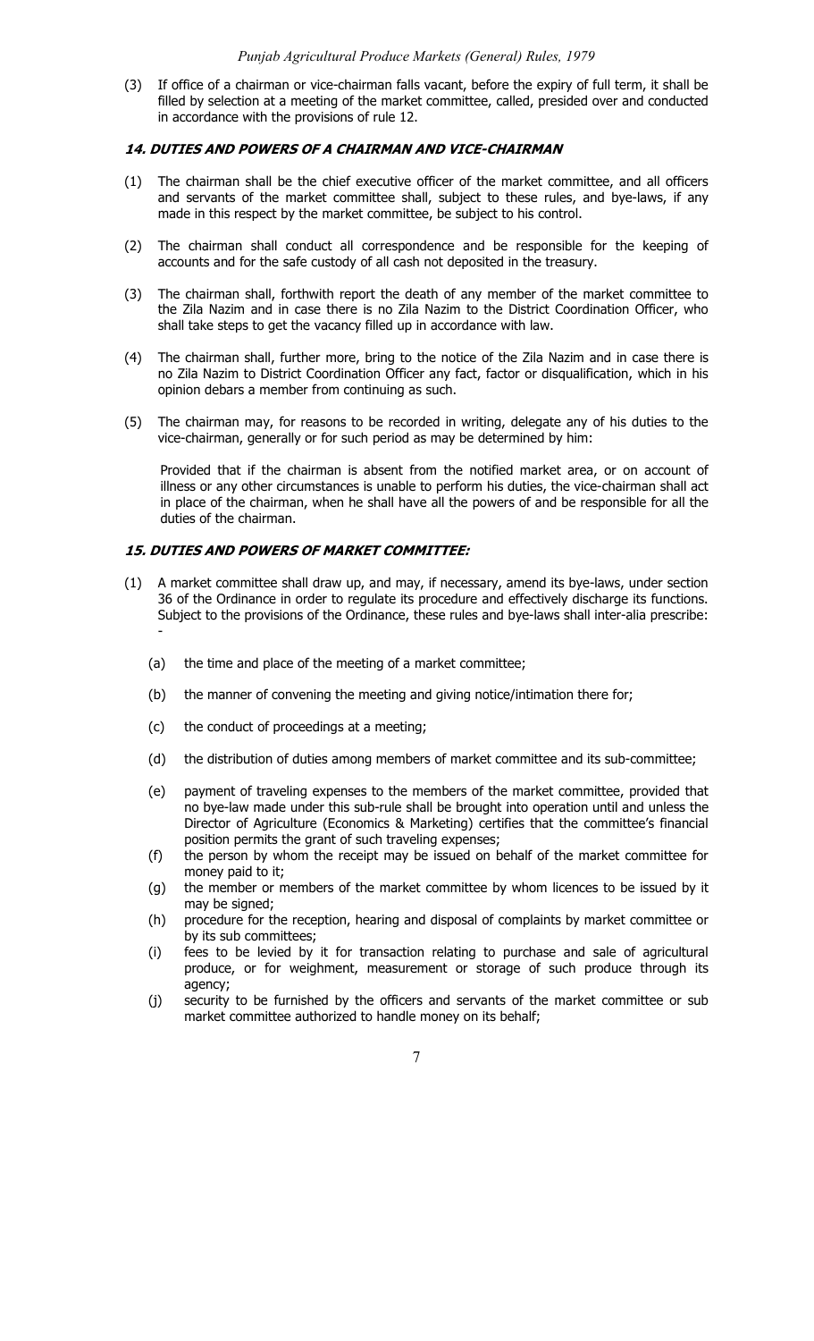(3) If office of a chairman or vice-chairman falls vacant, before the expiry of full term, it shall be filled by selection at a meeting of the market committee, called, presided over and conducted in accordance with the provisions of rule 12.

### *14. DUTIES AND POWERS OF A CHAIRMAN AND VICE-CHAIRMAN*

(1) The chairman shall be the chief executive officer of the market committee, and all officers and servants of the market committee shall, subject to these rules, and bye-laws, if any made in this respect by the market committee, be subject to his control.

(2) The chairman shall conduct all correspondence and be responsible for the keeping of accounts and for the safe custody of all cash not deposited in the treasury.

(3) The chairman shall, forthwith report the death of any member of the market committee to the Zila Nazim and in case there is no Zila Nazim to the District Coordination Officer, who shall take steps to get the vacancy filled up in accordance with law.

(4) The chairman shall, further more, bring to the notice of the Zila Nazim and in case there is no Zila Nazim to District Coordination Officer any fact, factor or disqualification, which in his opinion debars a member from continuing as such.

(5) The chairman may, for reasons to be recorded in writing, delegate any of his duties to the vice-chairman, generally or for such period as may be determined by him:

   Provided that if the chairman is absent from the notified market area, or on account of illness or any other circumstances is unable to perform his duties, the vice-chairman shall act in place of the chairman, when he shall have all the powers of and be responsible for all the duties of the chairman.

### *15. DUTIES AND POWERS OF MARKET COMMITTEE:*

(1) A market committee shall draw up, and may, if necessary, amend its bye-laws, under section 36 of the Ordinance in order to regulate its procedure and effectively discharge its functions. Subject to the provisions of the Ordinance, these rules and bye-laws shall inter-alia prescribe: -

   (a) the time and place of the meeting of a market committee;

   (b) the manner of convening the meeting and giving notice/intimation there for;

   (c) the conduct of proceedings at a meeting;

   (d) the distribution of duties among members of market committee and its sub-committee;

   (e) payment of traveling expenses to the members of the market committee, provided that no bye-law made under this sub-rule shall be brought into operation until and unless the Director of Agriculture (Economics & Marketing) certifies that the committee's financial position permits the grant of such traveling expenses;

   (f) the person by whom the receipt may be issued on behalf of the market committee for money paid to it;

   (g) the member or members of the market committee by whom licences to be issued by it may be signed;

   (h) procedure for the reception, hearing and disposal of complaints by market committee or by its sub committees;

   (i) fees to be levied by it for transaction relating to purchase and sale of agricultural produce, or for weighment, measurement or storage of such produce through its agency;

   (j) security to be furnished by the officers and servants of the market committee or sub market committee authorized to handle money on its behalf;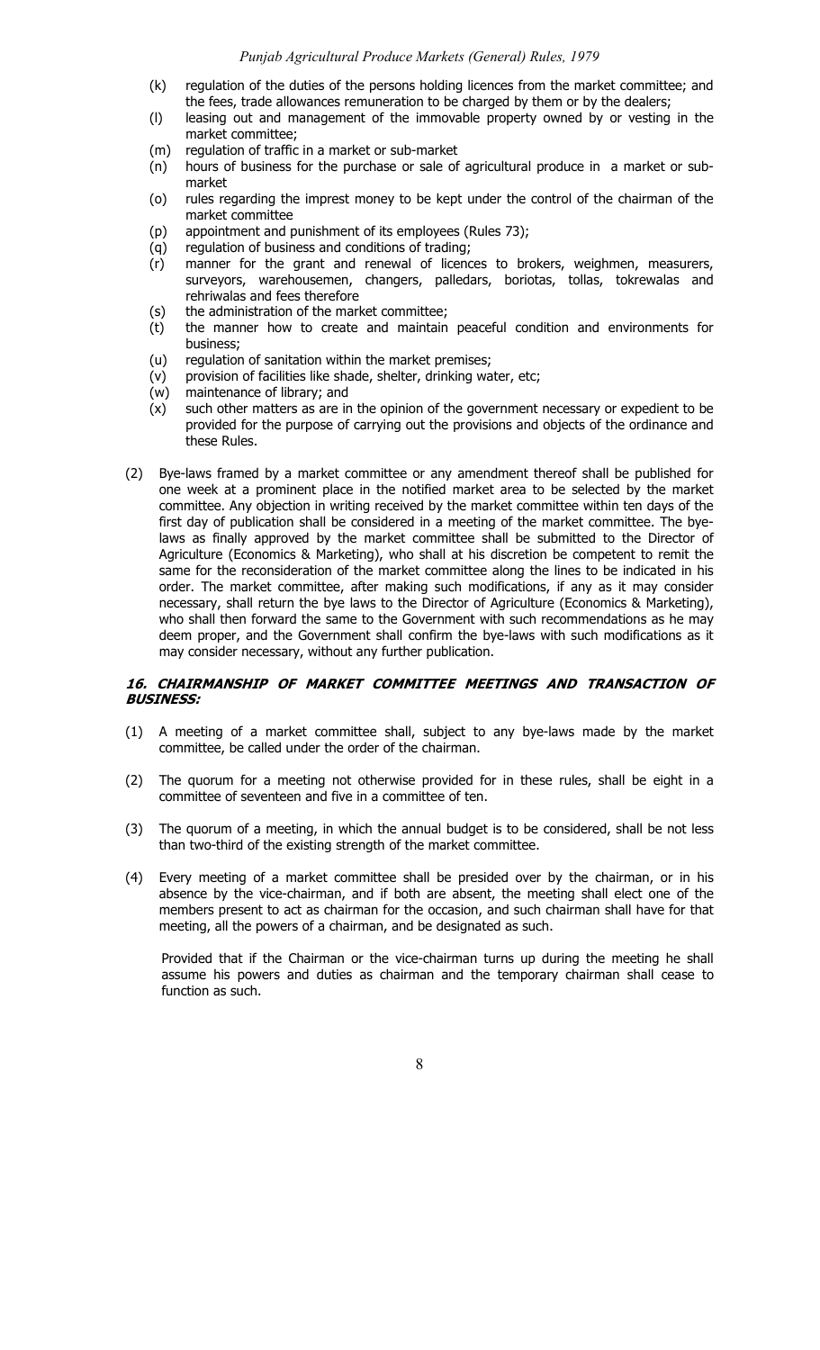(k) regulation of the duties of the persons holding licences from the market committee; and the fees, trade allowances remuneration to be charged by them or by the dealers;
(l) leasing out and management of the immovable property owned by or vesting in the market committee;
(m) regulation of traffic in a market or sub-market
(n) hours of business for the purchase or sale of agricultural produce in a market or sub-market
(o) rules regarding the imprest money to be kept under the control of the chairman of the market committee
(p) appointment and punishment of its employees (Rules 73);
(q) regulation of business and conditions of trading;
(r) manner for the grant and renewal of licences to brokers, weighmen, measurers, surveyors, warehousemen, changers, palledars, boriotas, tollas, tokrewalas and rehriwalas and fees therefore
(s) the administration of the market committee;
(t) the manner how to create and maintain peaceful condition and environments for business;
(u) regulation of sanitation within the market premises;
(v) provision of facilities like shade, shelter, drinking water, etc;
(w) maintenance of library; and
(x) such other matters as are in the opinion of the government necessary or expedient to be provided for the purpose of carrying out the provisions and objects of the ordinance and these Rules.

(2) Bye-laws framed by a market committee or any amendment thereof shall be published for one week at a prominent place in the notified market area to be selected by the market committee. Any objection in writing received by the market committee within ten days of the first day of publication shall be considered in a meeting of the market committee. The bye-laws as finally approved by the market committee shall be submitted to the Director of Agriculture (Economics & Marketing), who shall at his discretion be competent to remit the same for the reconsideration of the market committee along the lines to be indicated in his order. The market committee, after making such modifications, if any as it may consider necessary, shall return the bye laws to the Director of Agriculture (Economics & Marketing), who shall then forward the same to the Government with such recommendations as he may deem proper, and the Government shall confirm the bye-laws with such modifications as it may consider necessary, without any further publication.

### ***16. CHAIRMANSHIP OF MARKET COMMITTEE MEETINGS AND TRANSACTION OF BUSINESS:***

(1) A meeting of a market committee shall, subject to any bye-laws made by the market committee, be called under the order of the chairman.

(2) The quorum for a meeting not otherwise provided for in these rules, shall be eight in a committee of seventeen and five in a committee of ten.

(3) The quorum of a meeting, in which the annual budget is to be considered, shall be not less than two-third of the existing strength of the market committee.

(4) Every meeting of a market committee shall be presided over by the chairman, or in his absence by the vice-chairman, and if both are absent, the meeting shall elect one of the members present to act as chairman for the occasion, and such chairman shall have for that meeting, all the powers of a chairman, and be designated as such.

Provided that if the Chairman or the vice-chairman turns up during the meeting he shall assume his powers and duties as chairman and the temporary chairman shall cease to function as such.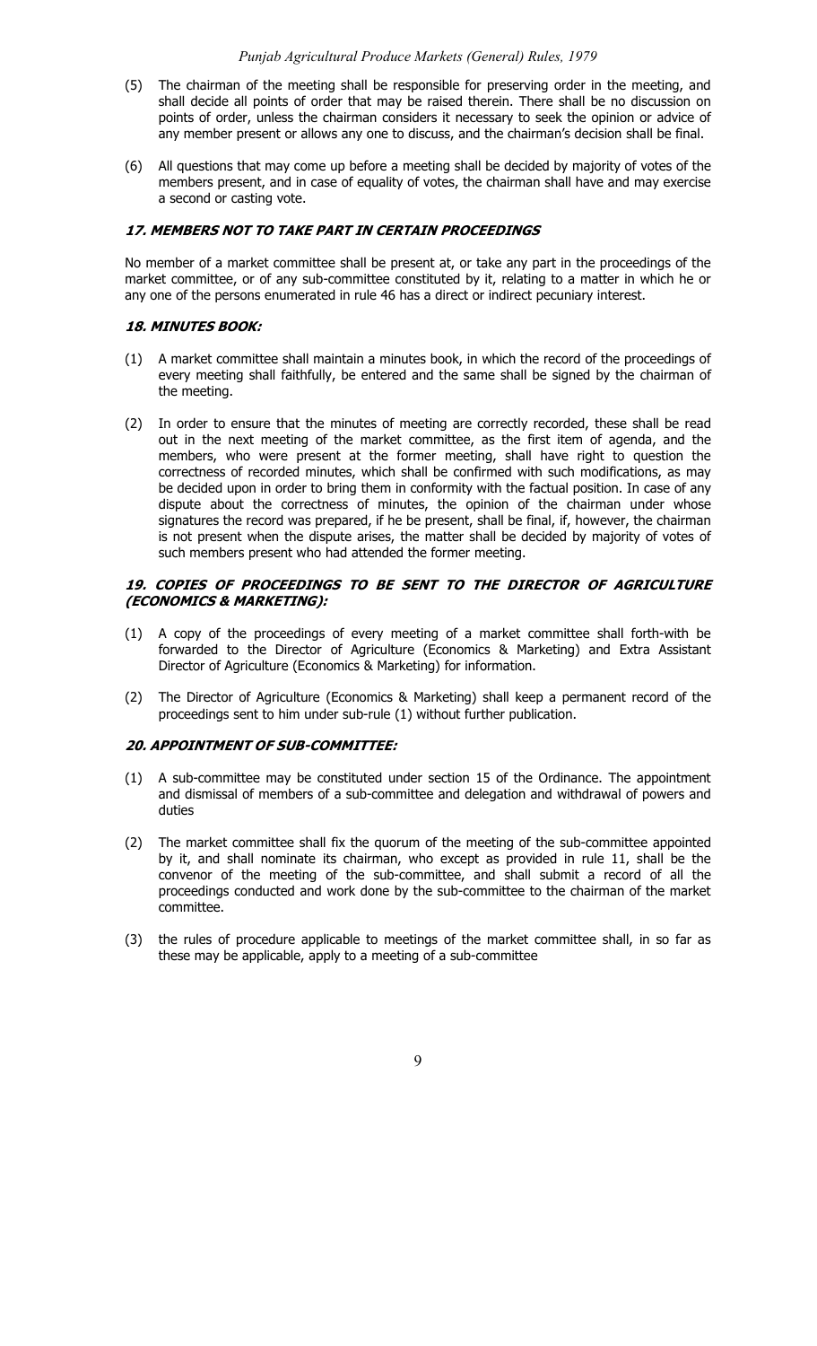(5) The chairman of the meeting shall be responsible for preserving order in the meeting, and shall decide all points of order that may be raised therein. There shall be no discussion on points of order, unless the chairman considers it necessary to seek the opinion or advice of any member present or allows any one to discuss, and the chairman's decision shall be final.

(6) All questions that may come up before a meeting shall be decided by majority of votes of the members present, and in case of equality of votes, the chairman shall have and may exercise a second or casting vote.

### *17. MEMBERS NOT TO TAKE PART IN CERTAIN PROCEEDINGS*

No member of a market committee shall be present at, or take any part in the proceedings of the market committee, or of any sub-committee constituted by it, relating to a matter in which he or any one of the persons enumerated in rule 46 has a direct or indirect pecuniary interest.

### *18. MINUTES BOOK:*

(1) A market committee shall maintain a minutes book, in which the record of the proceedings of every meeting shall faithfully, be entered and the same shall be signed by the chairman of the meeting.

(2) In order to ensure that the minutes of meeting are correctly recorded, these shall be read out in the next meeting of the market committee, as the first item of agenda, and the members, who were present at the former meeting, shall have right to question the correctness of recorded minutes, which shall be confirmed with such modifications, as may be decided upon in order to bring them in conformity with the factual position. In case of any dispute about the correctness of minutes, the opinion of the chairman under whose signatures the record was prepared, if he be present, shall be final, if, however, the chairman is not present when the dispute arises, the matter shall be decided by majority of votes of such members present who had attended the former meeting.

### *19. COPIES OF PROCEEDINGS TO BE SENT TO THE DIRECTOR OF AGRICULTURE (ECONOMICS & MARKETING):*

(1) A copy of the proceedings of every meeting of a market committee shall forth-with be forwarded to the Director of Agriculture (Economics & Marketing) and Extra Assistant Director of Agriculture (Economics & Marketing) for information.

(2) The Director of Agriculture (Economics & Marketing) shall keep a permanent record of the proceedings sent to him under sub-rule (1) without further publication.

### *20. APPOINTMENT OF SUB-COMMITTEE:*

(1) A sub-committee may be constituted under section 15 of the Ordinance. The appointment and dismissal of members of a sub-committee and delegation and withdrawal of powers and duties

(2) The market committee shall fix the quorum of the meeting of the sub-committee appointed by it, and shall nominate its chairman, who except as provided in rule 11, shall be the convenor of the meeting of the sub-committee, and shall submit a record of all the proceedings conducted and work done by the sub-committee to the chairman of the market committee.

(3) the rules of procedure applicable to meetings of the market committee shall, in so far as these may be applicable, apply to a meeting of a sub-committee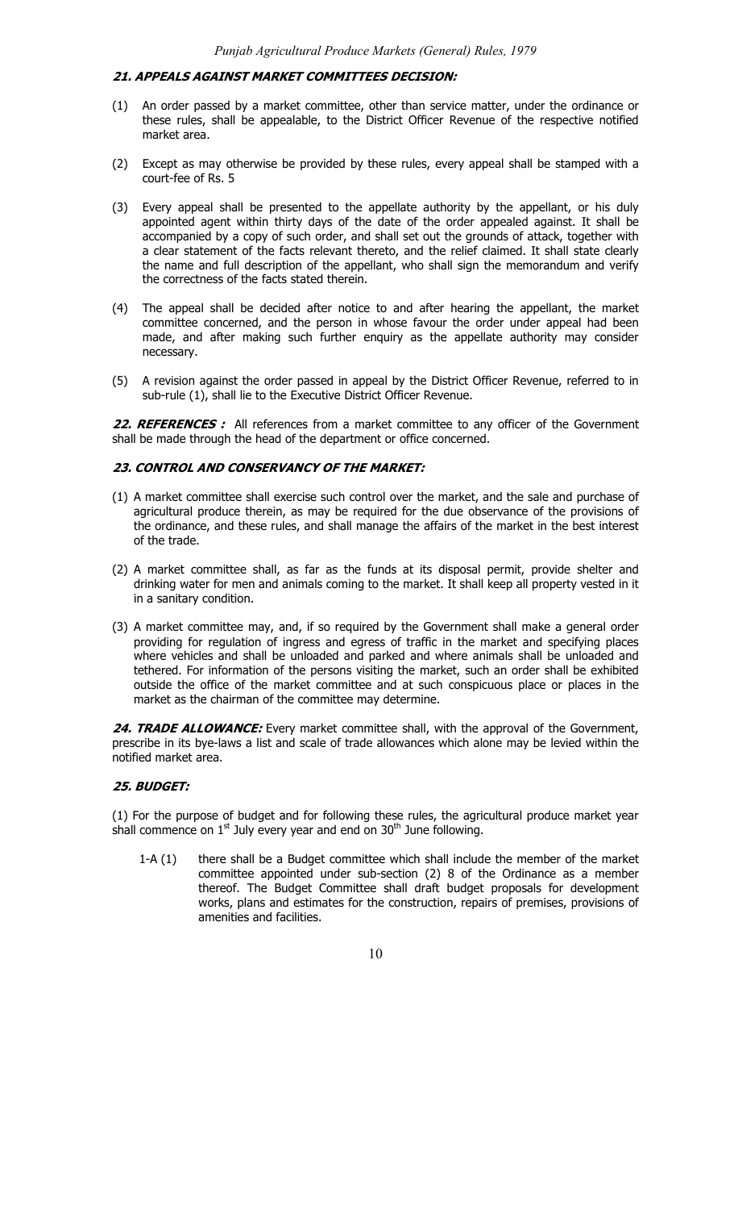### 21. APPEALS AGAINST MARKET COMMITTEES DECISION:

(1) An order passed by a market committee, other than service matter, under the ordinance or these rules, shall be appealable, to the District Officer Revenue of the respective notified market area.

(2) Except as may otherwise be provided by these rules, every appeal shall be stamped with a court-fee of Rs. 5

(3) Every appeal shall be presented to the appellate authority by the appellant, or his duly appointed agent within thirty days of the date of the order appealed against. It shall be accompanied by a copy of such order, and shall set out the grounds of attack, together with a clear statement of the facts relevant thereto, and the relief claimed. It shall state clearly the name and full description of the appellant, who shall sign the memorandum and verify the correctness of the facts stated therein.

(4) The appeal shall be decided after notice to and after hearing the appellant, the market committee concerned, and the person in whose favour the order under appeal had been made, and after making such further enquiry as the appellate authority may consider necessary.

(5) A revision against the order passed in appeal by the District Officer Revenue, referred to in sub-rule (1), shall lie to the Executive District Officer Revenue.

**22. REFERENCES :** All references from a market committee to any officer of the Government shall be made through the head of the department or office concerned.

### 23. CONTROL AND CONSERVANCY OF THE MARKET:

(1) A market committee shall exercise such control over the market, and the sale and purchase of agricultural produce therein, as may be required for the due observance of the provisions of the ordinance, and these rules, and shall manage the affairs of the market in the best interest of the trade.

(2) A market committee shall, as far as the funds at its disposal permit, provide shelter and drinking water for men and animals coming to the market. It shall keep all property vested in it in a sanitary condition.

(3) A market committee may, and, if so required by the Government shall make a general order providing for regulation of ingress and egress of traffic in the market and specifying places where vehicles and shall be unloaded and parked and where animals shall be unloaded and tethered. For information of the persons visiting the market, such an order shall be exhibited outside the office of the market committee and at such conspicuous place or places in the market as the chairman of the committee may determine.

**24. TRADE ALLOWANCE:** Every market committee shall, with the approval of the Government, prescribe in its bye-laws a list and scale of trade allowances which alone may be levied within the notified market area.

### 25. BUDGET:

(1) For the purpose of budget and for following these rules, the agricultural produce market year shall commence on 1st July every year and end on 30th June following.

1-A (1) there shall be a Budget committee which shall include the member of the market committee appointed under sub-section (2) 8 of the Ordinance as a member thereof. The Budget Committee shall draft budget proposals for development works, plans and estimates for the construction, repairs of premises, provisions of amenities and facilities.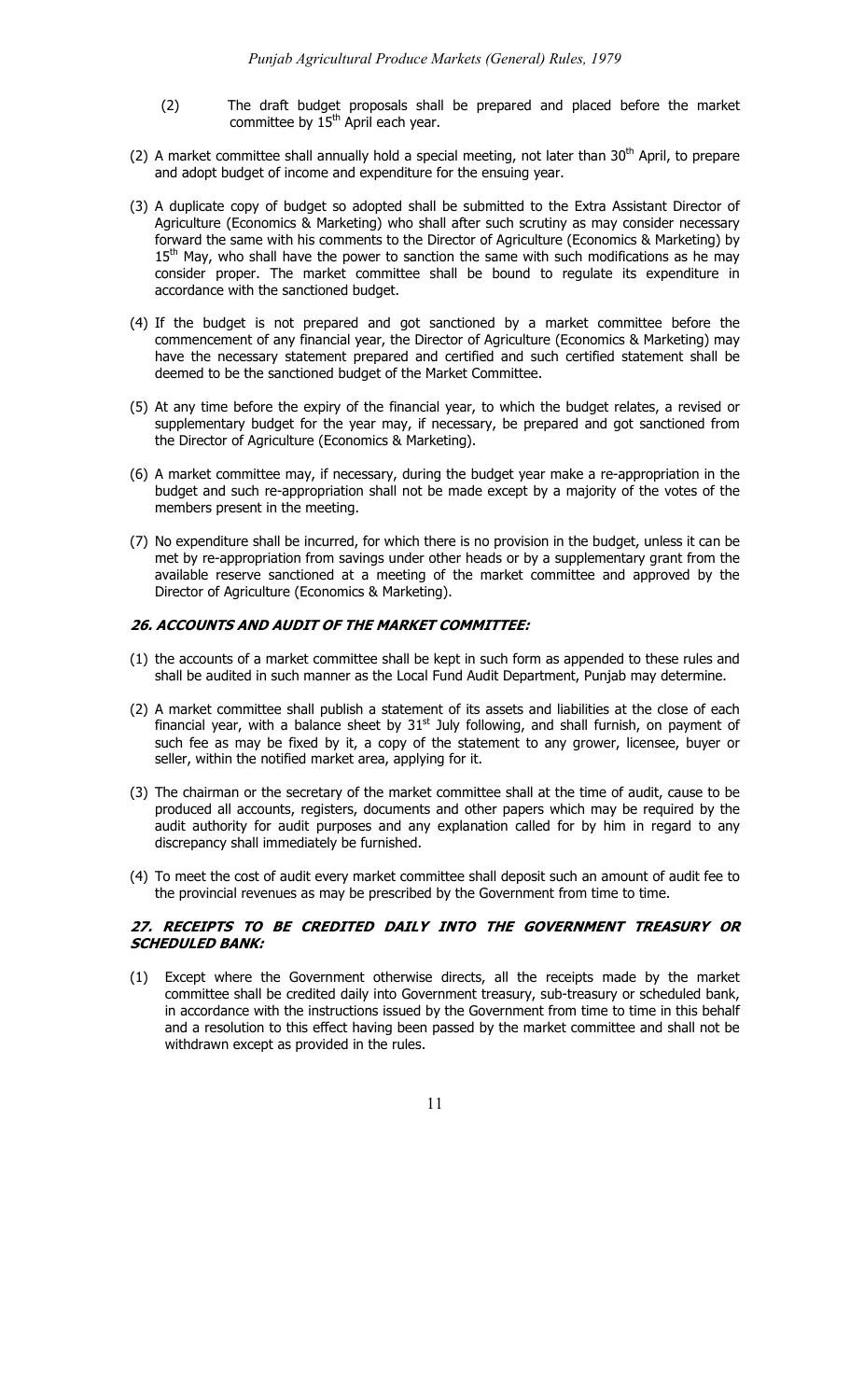(2) The draft budget proposals shall be prepared and placed before the market committee by 15th April each year.

(2) A market committee shall annually hold a special meeting, not later than 30th April, to prepare and adopt budget of income and expenditure for the ensuing year.

(3) A duplicate copy of budget so adopted shall be submitted to the Extra Assistant Director of Agriculture (Economics & Marketing) who shall after such scrutiny as may consider necessary forward the same with his comments to the Director of Agriculture (Economics & Marketing) by 15th May, who shall have the power to sanction the same with such modifications as he may consider proper. The market committee shall be bound to regulate its expenditure in accordance with the sanctioned budget.

(4) If the budget is not prepared and got sanctioned by a market committee before the commencement of any financial year, the Director of Agriculture (Economics & Marketing) may have the necessary statement prepared and certified and such certified statement shall be deemed to be the sanctioned budget of the Market Committee.

(5) At any time before the expiry of the financial year, to which the budget relates, a revised or supplementary budget for the year may, if necessary, be prepared and got sanctioned from the Director of Agriculture (Economics & Marketing).

(6) A market committee may, if necessary, during the budget year make a re-appropriation in the budget and such re-appropriation shall not be made except by a majority of the votes of the members present in the meeting.

(7) No expenditure shall be incurred, for which there is no provision in the budget, unless it can be met by re-appropriation from savings under other heads or by a supplementary grant from the available reserve sanctioned at a meeting of the market committee and approved by the Director of Agriculture (Economics & Marketing).

### *26. ACCOUNTS AND AUDIT OF THE MARKET COMMITTEE:*

(1) the accounts of a market committee shall be kept in such form as appended to these rules and shall be audited in such manner as the Local Fund Audit Department, Punjab may determine.

(2) A market committee shall publish a statement of its assets and liabilities at the close of each financial year, with a balance sheet by 31st July following, and shall furnish, on payment of such fee as may be fixed by it, a copy of the statement to any grower, licensee, buyer or seller, within the notified market area, applying for it.

(3) The chairman or the secretary of the market committee shall at the time of audit, cause to be produced all accounts, registers, documents and other papers which may be required by the audit authority for audit purposes and any explanation called for by him in regard to any discrepancy shall immediately be furnished.

(4) To meet the cost of audit every market committee shall deposit such an amount of audit fee to the provincial revenues as may be prescribed by the Government from time to time.

### *27. RECEIPTS TO BE CREDITED DAILY INTO THE GOVERNMENT TREASURY OR SCHEDULED BANK:*

(1) Except where the Government otherwise directs, all the receipts made by the market committee shall be credited daily into Government treasury, sub-treasury or scheduled bank, in accordance with the instructions issued by the Government from time to time in this behalf and a resolution to this effect having been passed by the market committee and shall not be withdrawn except as provided in the rules.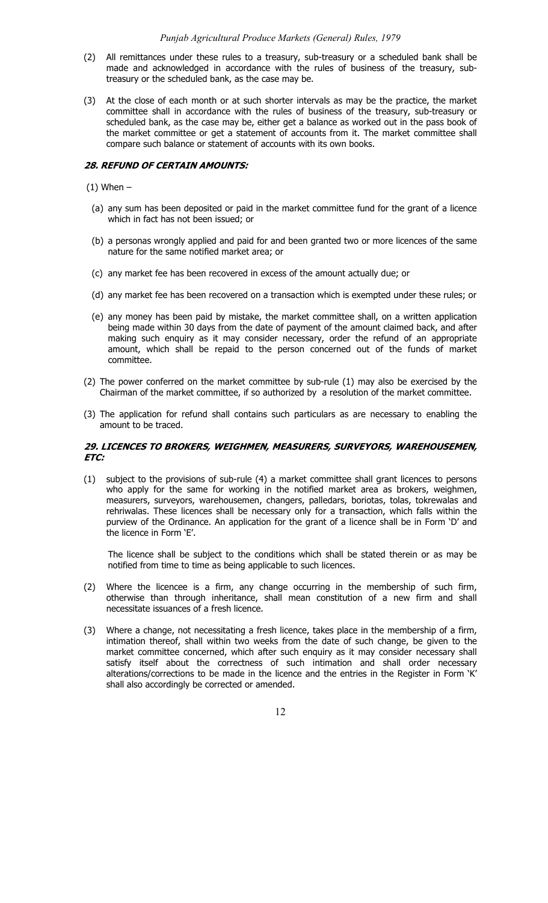(2) All remittances under these rules to a treasury, sub-treasury or a scheduled bank shall be made and acknowledged in accordance with the rules of business of the treasury, sub-treasury or the scheduled bank, as the case may be.

(3) At the close of each month or at such shorter intervals as may be the practice, the market committee shall in accordance with the rules of business of the treasury, sub-treasury or scheduled bank, as the case may be, either get a balance as worked out in the pass book of the market committee or get a statement of accounts from it. The market committee shall compare such balance or statement of accounts with its own books.

### *28. REFUND OF CERTAIN AMOUNTS:*

(1) When –

(a) any sum has been deposited or paid in the market committee fund for the grant of a licence which in fact has not been issued; or

(b) a personas wrongly applied and paid for and been granted two or more licences of the same nature for the same notified market area; or

(c) any market fee has been recovered in excess of the amount actually due; or

(d) any market fee has been recovered on a transaction which is exempted under these rules; or

(e) any money has been paid by mistake, the market committee shall, on a written application being made within 30 days from the date of payment of the amount claimed back, and after making such enquiry as it may consider necessary, order the refund of an appropriate amount, which shall be repaid to the person concerned out of the funds of market committee.

(2) The power conferred on the market committee by sub-rule (1) may also be exercised by the Chairman of the market committee, if so authorized by a resolution of the market committee.

(3) The application for refund shall contains such particulars as are necessary to enabling the amount to be traced.

### *29. LICENCES TO BROKERS, WEIGHMEN, MEASURERS, SURVEYORS, WAREHOUSEMEN, ETC:*

(1) subject to the provisions of sub-rule (4) a market committee shall grant licences to persons who apply for the same for working in the notified market area as brokers, weighmen, measurers, surveyors, warehousemen, changers, palledars, boriotas, tolas, tokrewalas and rehriwalas. These licences shall be necessary only for a transaction, which falls within the purview of the Ordinance. An application for the grant of a licence shall be in Form 'D' and the licence in Form 'E'.

The licence shall be subject to the conditions which shall be stated therein or as may be notified from time to time as being applicable to such licences.

(2) Where the licencee is a firm, any change occurring in the membership of such firm, otherwise than through inheritance, shall mean constitution of a new firm and shall necessitate issuances of a fresh licence.

(3) Where a change, not necessitating a fresh licence, takes place in the membership of a firm, intimation thereof, shall within two weeks from the date of such change, be given to the market committee concerned, which after such enquiry as it may consider necessary shall satisfy itself about the correctness of such intimation and shall order necessary alterations/corrections to be made in the licence and the entries in the Register in Form 'K' shall also accordingly be corrected or amended.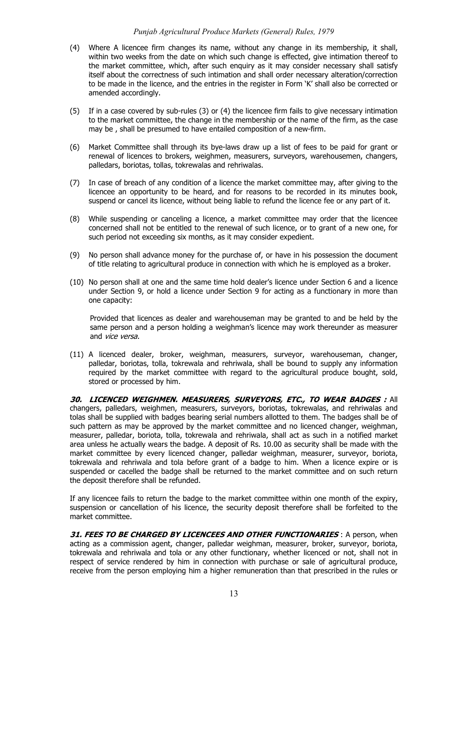(4) Where A licencee firm changes its name, without any change in its membership, it shall, within two weeks from the date on which such change is effected, give intimation thereof to the market committee, which, after such enquiry as it may consider necessary shall satisfy itself about the correctness of such intimation and shall order necessary alteration/correction to be made in the licence, and the entries in the register in Form 'K' shall also be corrected or amended accordingly.

(5) If in a case covered by sub-rules (3) or (4) the licencee firm fails to give necessary intimation to the market committee, the change in the membership or the name of the firm, as the case may be , shall be presumed to have entailed composition of a new-firm.

(6) Market Committee shall through its bye-laws draw up a list of fees to be paid for grant or renewal of licences to brokers, weighmen, measurers, surveyors, warehousemen, changers, palledars, boriotas, tollas, tokrewalas and rehriwalas.

(7) In case of breach of any condition of a licence the market committee may, after giving to the licencee an opportunity to be heard, and for reasons to be recorded in its minutes book, suspend or cancel its licence, without being liable to refund the licence fee or any part of it.

(8) While suspending or canceling a licence, a market committee may order that the licencee concerned shall not be entitled to the renewal of such licence, or to grant of a new one, for such period not exceeding six months, as it may consider expedient.

(9) No person shall advance money for the purchase of, or have in his possession the document of title relating to agricultural produce in connection with which he is employed as a broker.

(10) No person shall at one and the same time hold dealer's licence under Section 6 and a licence under Section 9, or hold a licence under Section 9 for acting as a functionary in more than one capacity:

Provided that licences as dealer and warehouseman may be granted to and be held by the same person and a person holding a weighman's licence may work thereunder as measurer and *vice versa.*

(11) A licenced dealer, broker, weighman, measurers, surveyor, warehouseman, changer, palledar, boriotas, tolla, tokrewala and rehriwala, shall be bound to supply any information required by the market committee with regard to the agricultural produce bought, sold, stored or processed by him.

***30. LICENCED WEIGHMEN. MEASURERS, SURVEYORS, ETC., TO WEAR BADGES :*** All changers, palledars, weighmen, measurers, surveyors, boriotas, tokrewalas, and rehriwalas and tolas shall be supplied with badges bearing serial numbers allotted to them. The badges shall be of such pattern as may be approved by the market committee and no licenced changer, weighman, measurer, palledar, boriota, tolla, tokrewala and rehriwala, shall act as such in a notified market area unless he actually wears the badge. A deposit of Rs. 10.00 as security shall be made with the market committee by every licenced changer, palledar weighman, measurer, surveyor, boriota, tokrewala and rehriwala and tola before grant of a badge to him. When a licence expire or is suspended or cacelled the badge shall be returned to the market committee and on such return the deposit therefore shall be refunded.

If any licencee fails to return the badge to the market committee within one month of the expiry, suspension or cancellation of his licence, the security deposit therefore shall be forfeited to the market committee.

***31. FEES TO BE CHARGED BY LICENCEES AND OTHER FUNCTIONARIES*** : A person, when acting as a commission agent, changer, palledar weighman, measurer, broker, surveyor, boriota, tokrewala and rehriwala and tola or any other functionary, whether licenced or not, shall not in respect of service rendered by him in connection with purchase or sale of agricultural produce, receive from the person employing him a higher remuneration than that prescribed in the rules or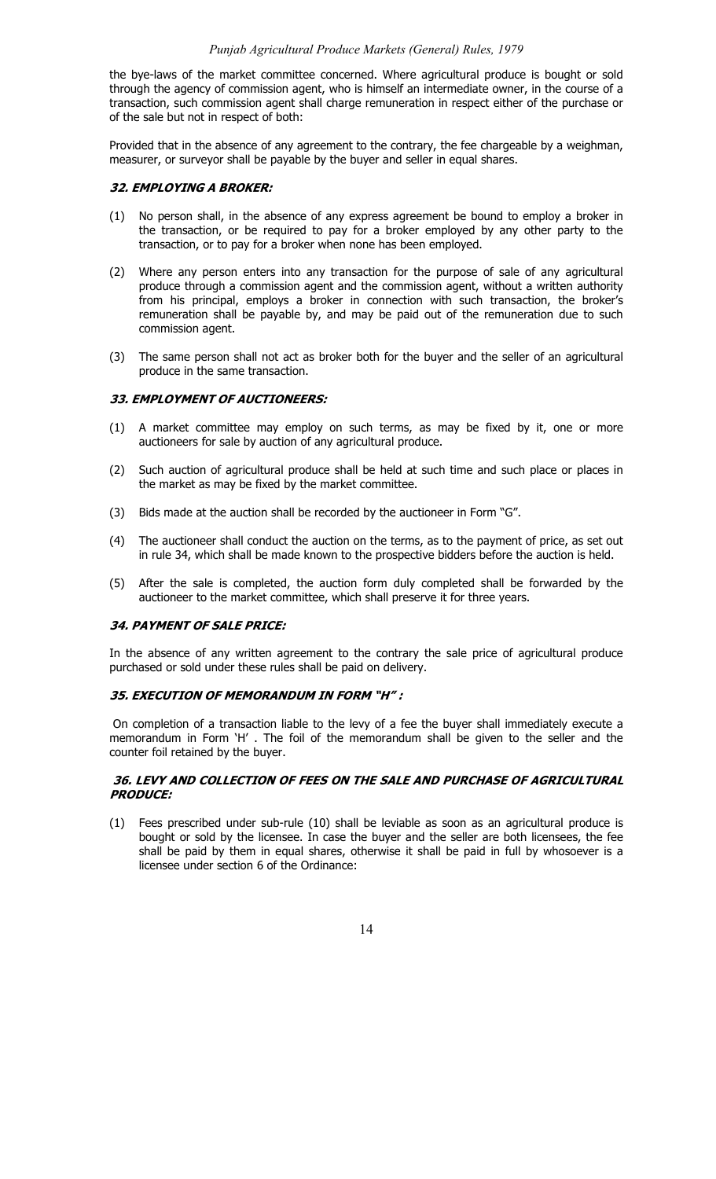the bye-laws of the market committee concerned. Where agricultural produce is bought or sold through the agency of commission agent, who is himself an intermediate owner, in the course of a transaction, such commission agent shall charge remuneration in respect either of the purchase or of the sale but not in respect of both:

Provided that in the absence of any agreement to the contrary, the fee chargeable by a weighman, measurer, or surveyor shall be payable by the buyer and seller in equal shares.

### *32. EMPLOYING A BROKER:*

(1) No person shall, in the absence of any express agreement be bound to employ a broker in the transaction, or be required to pay for a broker employed by any other party to the transaction, or to pay for a broker when none has been employed.

(2) Where any person enters into any transaction for the purpose of sale of any agricultural produce through a commission agent and the commission agent, without a written authority from his principal, employs a broker in connection with such transaction, the broker's remuneration shall be payable by, and may be paid out of the remuneration due to such commission agent.

(3) The same person shall not act as broker both for the buyer and the seller of an agricultural produce in the same transaction.

### *33. EMPLOYMENT OF AUCTIONEERS:*

(1) A market committee may employ on such terms, as may be fixed by it, one or more auctioneers for sale by auction of any agricultural produce.

(2) Such auction of agricultural produce shall be held at such time and such place or places in the market as may be fixed by the market committee.

(3) Bids made at the auction shall be recorded by the auctioneer in Form "G".

(4) The auctioneer shall conduct the auction on the terms, as to the payment of price, as set out in rule 34, which shall be made known to the prospective bidders before the auction is held.

(5) After the sale is completed, the auction form duly completed shall be forwarded by the auctioneer to the market committee, which shall preserve it for three years.

### *34. PAYMENT OF SALE PRICE:*

In the absence of any written agreement to the contrary the sale price of agricultural produce purchased or sold under these rules shall be paid on delivery.

### *35. EXECUTION OF MEMORANDUM IN FORM "H" :*

On completion of a transaction liable to the levy of a fee the buyer shall immediately execute a memorandum in Form 'H' . The foil of the memorandum shall be given to the seller and the counter foil retained by the buyer.

### *36. LEVY AND COLLECTION OF FEES ON THE SALE AND PURCHASE OF AGRICULTURAL PRODUCE:*

(1) Fees prescribed under sub-rule (10) shall be leviable as soon as an agricultural produce is bought or sold by the licensee. In case the buyer and the seller are both licensees, the fee shall be paid by them in equal shares, otherwise it shall be paid in full by whosoever is a licensee under section 6 of the Ordinance: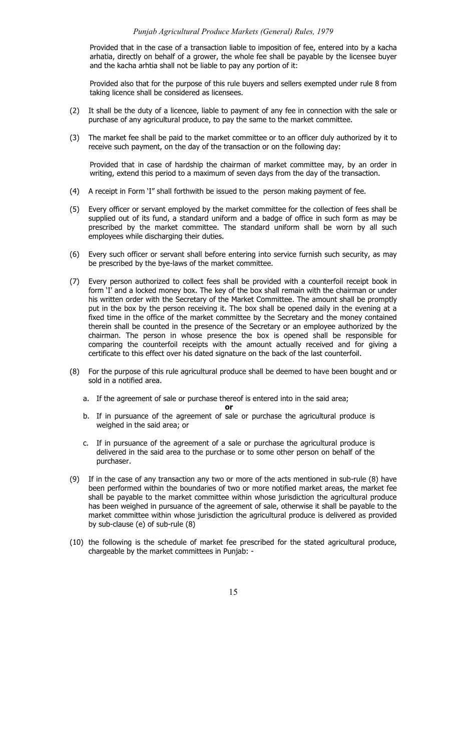Provided that in the case of a transaction liable to imposition of fee, entered into by a kacha arhatia, directly on behalf of a grower, the whole fee shall be payable by the licensee buyer and the kacha arhtia shall not be liable to pay any portion of it:

Provided also that for the purpose of this rule buyers and sellers exempted under rule 8 from taking licence shall be considered as licensees.

(2) It shall be the duty of a licencee, liable to payment of any fee in connection with the sale or purchase of any agricultural produce, to pay the same to the market committee.

(3) The market fee shall be paid to the market committee or to an officer duly authorized by it to receive such payment, on the day of the transaction or on the following day:

Provided that in case of hardship the chairman of market committee may, by an order in writing, extend this period to a maximum of seven days from the day of the transaction.

(4) A receipt in Form 'I" shall forthwith be issued to the person making payment of fee.

(5) Every officer or servant employed by the market committee for the collection of fees shall be supplied out of its fund, a standard uniform and a badge of office in such form as may be prescribed by the market committee. The standard uniform shall be worn by all such employees while discharging their duties.

(6) Every such officer or servant shall before entering into service furnish such security, as may be prescribed by the bye-laws of the market committee.

(7) Every person authorized to collect fees shall be provided with a counterfoil receipt book in form 'I' and a locked money box. The key of the box shall remain with the chairman or under his written order with the Secretary of the Market Committee. The amount shall be promptly put in the box by the person receiving it. The box shall be opened daily in the evening at a fixed time in the office of the market committee by the Secretary and the money contained therein shall be counted in the presence of the Secretary or an employee authorized by the chairman. The person in whose presence the box is opened shall be responsible for comparing the counterfoil receipts with the amount actually received and for giving a certificate to this effect over his dated signature on the back of the last counterfoil.

(8) For the purpose of this rule agricultural produce shall be deemed to have been bought and or sold in a notified area.

   a. If the agreement of sale or purchase thereof is entered into in the said area;

   **or**

   b. If in pursuance of the agreement of sale or purchase the agricultural produce is weighed in the said area; or

   c. If in pursuance of the agreement of a sale or purchase the agricultural produce is delivered in the said area to the purchase or to some other person on behalf of the purchaser.

(9) If in the case of any transaction any two or more of the acts mentioned in sub-rule (8) have been performed within the boundaries of two or more notified market areas, the market fee shall be payable to the market committee within whose jurisdiction the agricultural produce has been weighed in pursuance of the agreement of sale, otherwise it shall be payable to the market committee within whose jurisdiction the agricultural produce is delivered as provided by sub-clause (e) of sub-rule (8)

(10) the following is the schedule of market fee prescribed for the stated agricultural produce, chargeable by the market committees in Punjab: -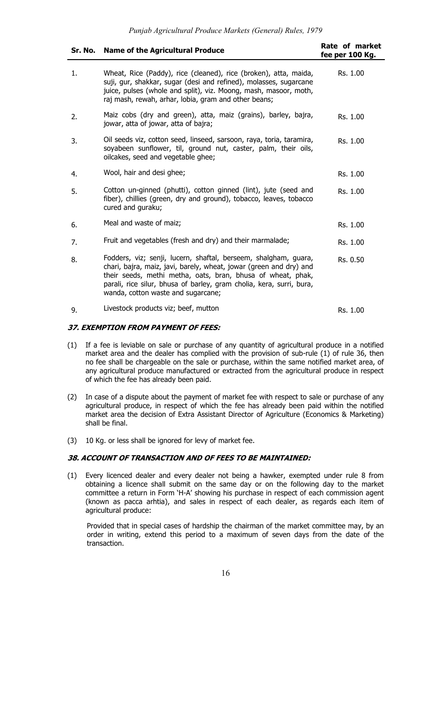| Sr. No. | Name of the Agricultural Produce | Rate of market fee per 100 Kg. |
|---|---|---|
| 1. | Wheat, Rice (Paddy), rice (cleaned), rice (broken), atta, maida, suji, gur, shakkar, sugar (desi and refined), molasses, sugarcane juice, pulses (whole and split), viz. Moong, mash, masoor, moth, raj mash, rewah, arhar, lobia, gram and other beans; | Rs. 1.00 |
| 2. | Maiz cobs (dry and green), atta, maiz (grains), barley, bajra, jowar, atta of jowar, atta of bajra; | Rs. 1.00 |
| 3. | Oil seeds viz, cotton seed, linseed, sarsoon, raya, toria, taramira, soyabeen sunflower, til, ground nut, caster, palm, their oils, oilcakes, seed and vegetable ghee; | Rs. 1.00 |
| 4. | Wool, hair and desi ghee; | Rs. 1.00 |
| 5. | Cotton un-ginned (phutti), cotton ginned (lint), jute (seed and fiber), chillies (green, dry and ground), tobacco, leaves, tobacco cured and guraku; | Rs. 1.00 |
| 6. | Meal and waste of maiz; | Rs. 1.00 |
| 7. | Fruit and vegetables (fresh and dry) and their marmalade; | Rs. 1.00 |
| 8. | Fodders, viz; senji, lucern, shaftal, berseem, shalgham, guara, chari, bajra, maiz, javi, barely, wheat, jowar (green and dry) and their seeds, methi metha, oats, bran, bhusa of wheat, phak, parali, rice silur, bhusa of barley, gram cholia, kera, surri, bura, wanda, cotton waste and sugarcane; | Rs. 0.50 |
| 9. | Livestock products viz; beef, mutton | Rs. 1.00 |

### *37. EXEMPTION FROM PAYMENT OF FEES:*

(1) If a fee is leviable on sale or purchase of any quantity of agricultural produce in a notified market area and the dealer has complied with the provision of sub-rule (1) of rule 36, then no fee shall be chargeable on the sale or purchase, within the same notified market area, of any agricultural produce manufactured or extracted from the agricultural produce in respect of which the fee has already been paid.

(2) In case of a dispute about the payment of market fee with respect to sale or purchase of any agricultural produce, in respect of which the fee has already been paid within the notified market area the decision of Extra Assistant Director of Agriculture (Economics & Marketing) shall be final.

(3) 10 Kg. or less shall be ignored for levy of market fee.

### *38. ACCOUNT OF TRANSACTION AND OF FEES TO BE MAINTAINED:*

(1) Every licenced dealer and every dealer not being a hawker, exempted under rule 8 from obtaining a licence shall submit on the same day or on the following day to the market committee a return in Form 'H-A' showing his purchase in respect of each commission agent (known as pacca arhtia), and sales in respect of each dealer, as regards each item of agricultural produce:

Provided that in special cases of hardship the chairman of the market committee may, by an order in writing, extend this period to a maximum of seven days from the date of the transaction.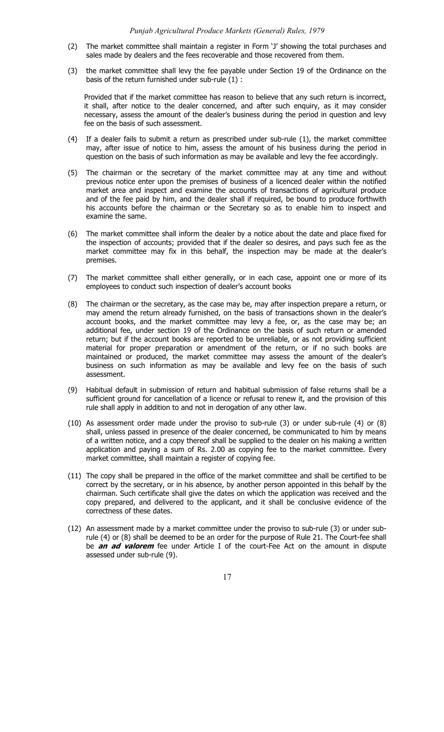(2) The market committee shall maintain a register in Form 'J' showing the total purchases and sales made by dealers and the fees recoverable and those recovered from them.

(3) the market committee shall levy the fee payable under Section 19 of the Ordinance on the basis of the return furnished under sub-rule (1) :

Provided that if the market committee has reason to believe that any such return is incorrect, it shall, after notice to the dealer concerned, and after such enquiry, as it may consider necessary, assess the amount of the dealer's business during the period in question and levy fee on the basis of such assessment.

(4) If a dealer fails to submit a return as prescribed under sub-rule (1), the market committee may, after issue of notice to him, assess the amount of his business during the period in question on the basis of such information as may be available and levy the fee accordingly.

(5) The chairman or the secretary of the market committee may at any time and without previous notice enter upon the premises of business of a licenced dealer within the notified market area and inspect and examine the accounts of transactions of agricultural produce and of the fee paid by him, and the dealer shall if required, be bound to produce forthwith his accounts before the chairman or the Secretary so as to enable him to inspect and examine the same.

(6) The market committee shall inform the dealer by a notice about the date and place fixed for the inspection of accounts; provided that if the dealer so desires, and pays such fee as the market committee may fix in this behalf, the inspection may be made at the dealer's premises.

(7) The market committee shall either generally, or in each case, appoint one or more of its employees to conduct such inspection of dealer's account books

(8) The chairman or the secretary, as the case may be, may after inspection prepare a return, or may amend the return already furnished, on the basis of transactions shown in the dealer's account books, and the market committee may levy a fee, or, as the case may be; an additional fee, under section 19 of the Ordinance on the basis of such return or amended return; but if the account books are reported to be unreliable, or as not providing sufficient material for proper preparation or amendment of the return, or if no such books are maintained or produced, the market committee may assess the amount of the dealer's business on such information as may be available and levy fee on the basis of such assessment.

(9) Habitual default in submission of return and habitual submission of false returns shall be a sufficient ground for cancellation of a licence or refusal to renew it, and the provision of this rule shall apply in addition to and not in derogation of any other law.

(10) As assessment order made under the proviso to sub-rule (3) or under sub-rule (4) or (8) shall, unless passed in presence of the dealer concerned, be communicated to him by means of a written notice, and a copy thereof shall be supplied to the dealer on his making a written application and paying a sum of Rs. 2.00 as copying fee to the market committee. Every market committee, shall maintain a register of copying fee.

(11) The copy shall be prepared in the office of the market committee and shall be certified to be correct by the secretary, or in his absence, by another person appointed in this behalf by the chairman. Such certificate shall give the dates on which the application was received and the copy prepared, and delivered to the applicant, and it shall be conclusive evidence of the correctness of these dates.

(12) An assessment made by a market committee under the proviso to sub-rule (3) or under sub-rule (4) or (8) shall be deemed to be an order for the purpose of Rule 21. The Court-fee shall be ***an ad valorem*** fee under Article I of the court-Fee Act on the amount in dispute assessed under sub-rule (9).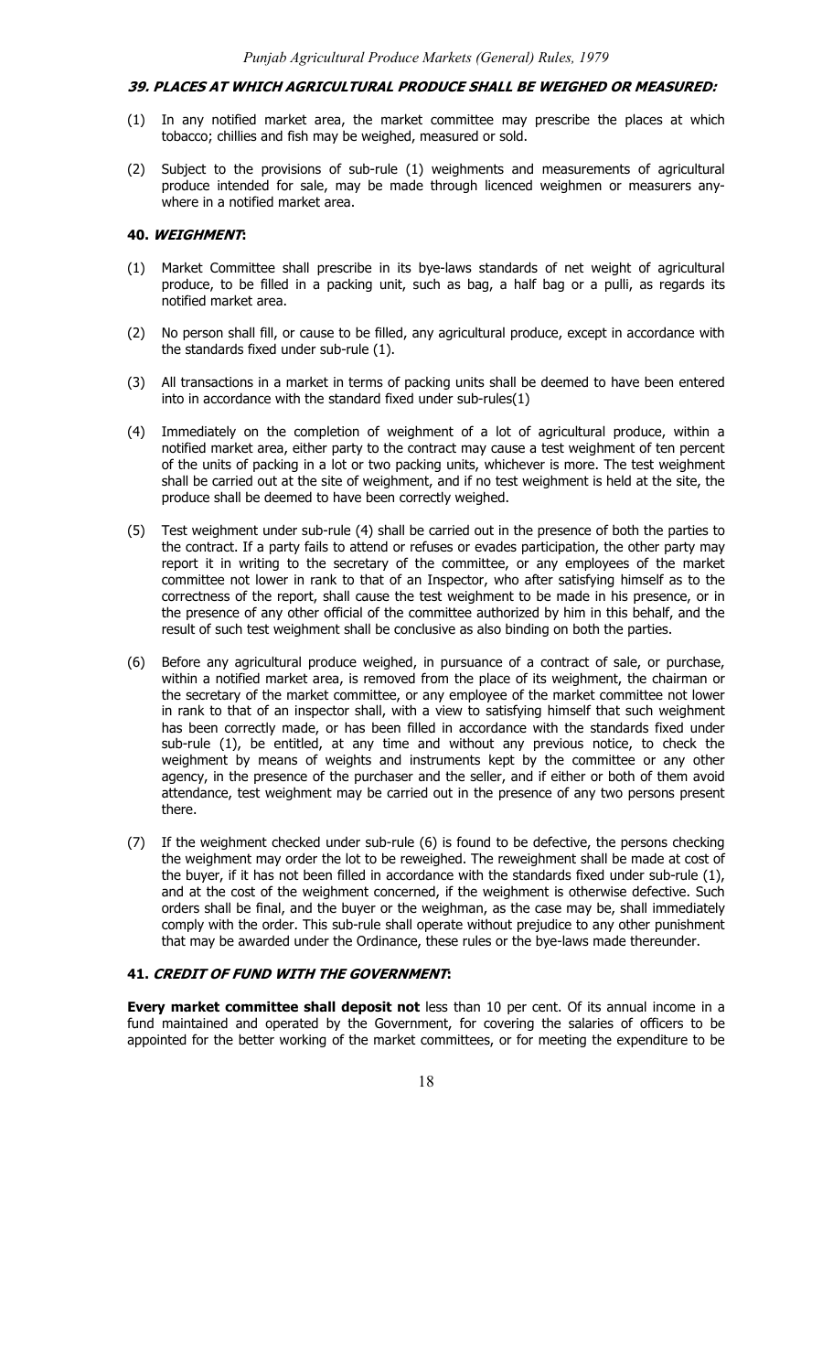### *39. PLACES AT WHICH AGRICULTURAL PRODUCE SHALL BE WEIGHED OR MEASURED:*

(1) In any notified market area, the market committee may prescribe the places at which tobacco; chillies and fish may be weighed, measured or sold.

(2) Subject to the provisions of sub-rule (1) weighments and measurements of agricultural produce intended for sale, may be made through licenced weighmen or measurers anywhere in a notified market area.

### 40. *WEIGHMENT*:

(1) Market Committee shall prescribe in its bye-laws standards of net weight of agricultural produce, to be filled in a packing unit, such as bag, a half bag or a pulli, as regards its notified market area.

(2) No person shall fill, or cause to be filled, any agricultural produce, except in accordance with the standards fixed under sub-rule (1).

(3) All transactions in a market in terms of packing units shall be deemed to have been entered into in accordance with the standard fixed under sub-rules(1)

(4) Immediately on the completion of weighment of a lot of agricultural produce, within a notified market area, either party to the contract may cause a test weighment of ten percent of the units of packing in a lot or two packing units, whichever is more. The test weighment shall be carried out at the site of weighment, and if no test weighment is held at the site, the produce shall be deemed to have been correctly weighed.

(5) Test weighment under sub-rule (4) shall be carried out in the presence of both the parties to the contract. If a party fails to attend or refuses or evades participation, the other party may report it in writing to the secretary of the committee, or any employees of the market committee not lower in rank to that of an Inspector, who after satisfying himself as to the correctness of the report, shall cause the test weighment to be made in his presence, or in the presence of any other official of the committee authorized by him in this behalf, and the result of such test weighment shall be conclusive as also binding on both the parties.

(6) Before any agricultural produce weighed, in pursuance of a contract of sale, or purchase, within a notified market area, is removed from the place of its weighment, the chairman or the secretary of the market committee, or any employee of the market committee not lower in rank to that of an inspector shall, with a view to satisfying himself that such weighment has been correctly made, or has been filled in accordance with the standards fixed under sub-rule (1), be entitled, at any time and without any previous notice, to check the weighment by means of weights and instruments kept by the committee or any other agency, in the presence of the purchaser and the seller, and if either or both of them avoid attendance, test weighment may be carried out in the presence of any two persons present there.

(7) If the weighment checked under sub-rule (6) is found to be defective, the persons checking the weighment may order the lot to be reweighed. The reweighment shall be made at cost of the buyer, if it has not been filled in accordance with the standards fixed under sub-rule (1), and at the cost of the weighment concerned, if the weighment is otherwise defective. Such orders shall be final, and the buyer or the weighman, as the case may be, shall immediately comply with the order. This sub-rule shall operate without prejudice to any other punishment that may be awarded under the Ordinance, these rules or the bye-laws made thereunder.

### 41. *CREDIT OF FUND WITH THE GOVERNMENT*:

**Every market committee shall deposit not** less than 10 per cent. Of its annual income in a fund maintained and operated by the Government, for covering the salaries of officers to be appointed for the better working of the market committees, or for meeting the expenditure to be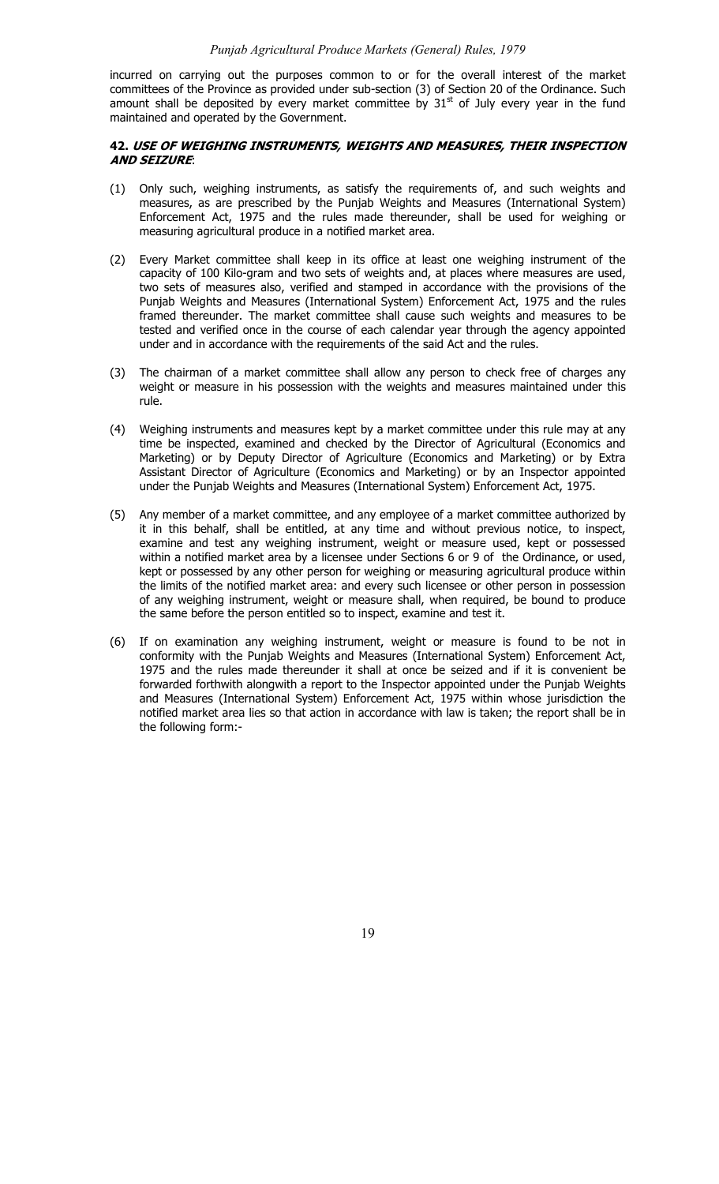incurred on carrying out the purposes common to or for the overall interest of the market committees of the Province as provided under sub-section (3) of Section 20 of the Ordinance. Such amount shall be deposited by every market committee by 31st of July every year in the fund maintained and operated by the Government.

**42. *USE OF WEIGHING INSTRUMENTS, WEIGHTS AND MEASURES, THEIR INSPECTION AND SEIZURE*:**

(1) Only such, weighing instruments, as satisfy the requirements of, and such weights and measures, as are prescribed by the Punjab Weights and Measures (International System) Enforcement Act, 1975 and the rules made thereunder, shall be used for weighing or measuring agricultural produce in a notified market area.

(2) Every Market committee shall keep in its office at least one weighing instrument of the capacity of 100 Kilo-gram and two sets of weights and, at places where measures are used, two sets of measures also, verified and stamped in accordance with the provisions of the Punjab Weights and Measures (International System) Enforcement Act, 1975 and the rules framed thereunder. The market committee shall cause such weights and measures to be tested and verified once in the course of each calendar year through the agency appointed under and in accordance with the requirements of the said Act and the rules.

(3) The chairman of a market committee shall allow any person to check free of charges any weight or measure in his possession with the weights and measures maintained under this rule.

(4) Weighing instruments and measures kept by a market committee under this rule may at any time be inspected, examined and checked by the Director of Agricultural (Economics and Marketing) or by Deputy Director of Agriculture (Economics and Marketing) or by Extra Assistant Director of Agriculture (Economics and Marketing) or by an Inspector appointed under the Punjab Weights and Measures (International System) Enforcement Act, 1975.

(5) Any member of a market committee, and any employee of a market committee authorized by it in this behalf, shall be entitled, at any time and without previous notice, to inspect, examine and test any weighing instrument, weight or measure used, kept or possessed within a notified market area by a licensee under Sections 6 or 9 of the Ordinance, or used, kept or possessed by any other person for weighing or measuring agricultural produce within the limits of the notified market area: and every such licensee or other person in possession of any weighing instrument, weight or measure shall, when required, be bound to produce the same before the person entitled so to inspect, examine and test it.

(6) If on examination any weighing instrument, weight or measure is found to be not in conformity with the Punjab Weights and Measures (International System) Enforcement Act, 1975 and the rules made thereunder it shall at once be seized and if it is convenient be forwarded forthwith alongwith a report to the Inspector appointed under the Punjab Weights and Measures (International System) Enforcement Act, 1975 within whose jurisdiction the notified market area lies so that action in accordance with law is taken; the report shall be in the following form:-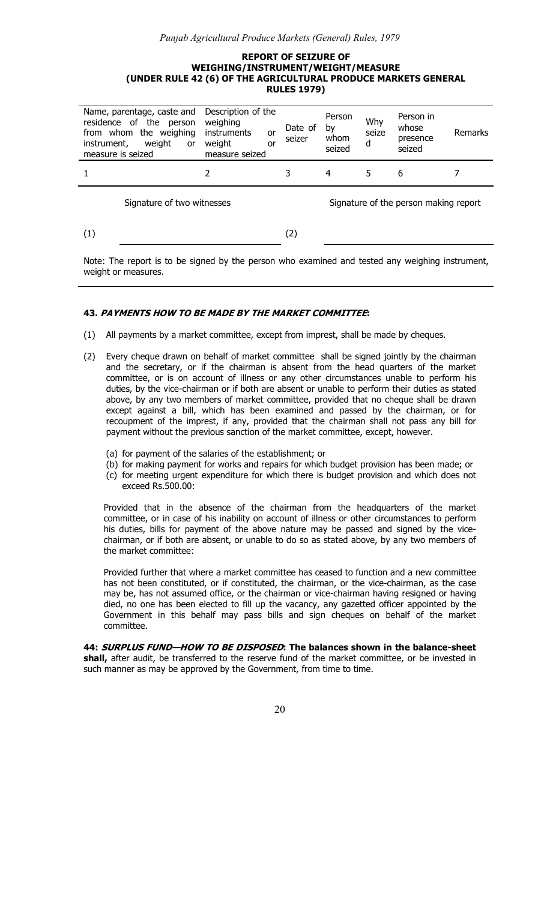**REPORT OF SEIZURE OF WEIGHING/INSTRUMENT/WEIGHT/MEASURE (UNDER RULE 42 (6) OF THE AGRICULTURAL PRODUCE MARKETS GENERAL RULES 1979)**

| Name, parentage, caste and residence of the person from whom the weighing instrument, weight or measure is seized | Description of the weighing instruments or weight or measure seized | Date of seizer | Person by whom seized | Why seized | Person in whose presence seized | Remarks |
|---|---|---|---|---|---|---|
| 1 | 2 | 3 | 4 | 5 | 6 | 7 |

Signature of two witnesses &emsp;&emsp;&emsp;&emsp; Signature of the person making report

(1) ______________________ (2) ______________________

Note: The report is to be signed by the person who examined and tested any weighing instrument, weight or measures.

**43. *PAYMENTS HOW TO BE MADE BY THE MARKET COMMITTEE*:**

(1) All payments by a market committee, except from imprest, shall be made by cheques.

(2) Every cheque drawn on behalf of market committee shall be signed jointly by the chairman and the secretary, or if the chairman is absent from the head quarters of the market committee, or is on account of illness or any other circumstances unable to perform his duties, by the vice-chairman or if both are absent or unable to perform their duties as stated above, by any two members of market committee, provided that no cheque shall be drawn except against a bill, which has been examined and passed by the chairman, or for recoupment of the imprest, if any, provided that the chairman shall not pass any bill for payment without the previous sanction of the market committee, except, however.

(a) for payment of the salaries of the establishment; or
(b) for making payment for works and repairs for which budget provision has been made; or
(c) for meeting urgent expenditure for which there is budget provision and which does not exceed Rs.500.00:

Provided that in the absence of the chairman from the headquarters of the market committee, or in case of his inability on account of illness or other circumstances to perform his duties, bills for payment of the above nature may be passed and signed by the vice-chairman, or if both are absent, or unable to do so as stated above, by any two members of the market committee:

Provided further that where a market committee has ceased to function and a new committee has not been constituted, or if constituted, the chairman, or the vice-chairman, as the case may be, has not assumed office, or the chairman or vice-chairman having resigned or having died, no one has been elected to fill up the vacancy, any gazetted officer appointed by the Government in this behalf may pass bills and sign cheques on behalf of the market committee.

**44: *SURPLUS FUND—HOW TO BE DISPOSED*: The balances shown in the balance-sheet shall,** after audit, be transferred to the reserve fund of the market committee, or be invested in such manner as may be approved by the Government, from time to time.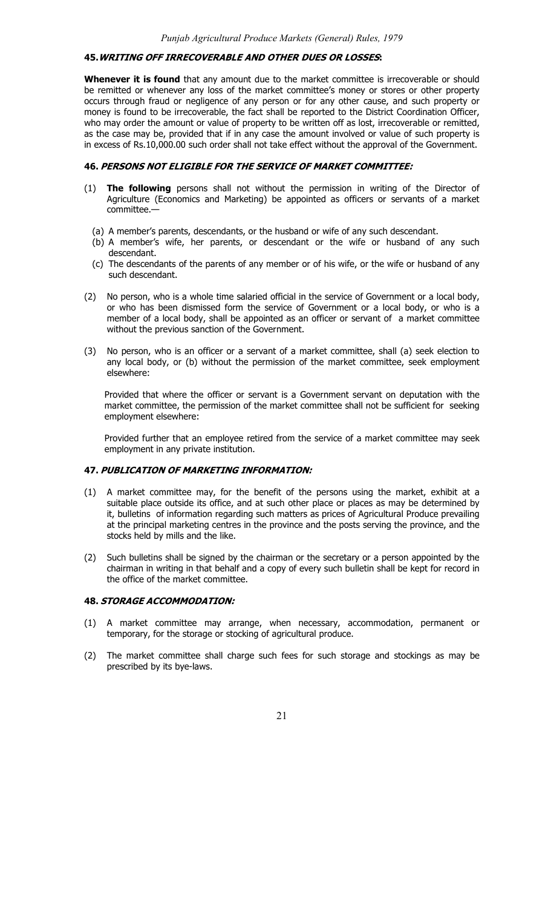## 45. *WRITING OFF IRRECOVERABLE AND OTHER DUES OR LOSSES*:

**Whenever it is found** that any amount due to the market committee is irrecoverable or should be remitted or whenever any loss of the market committee's money or stores or other property occurs through fraud or negligence of any person or for any other cause, and such property or money is found to be irrecoverable, the fact shall be reported to the District Coordination Officer, who may order the amount or value of property to be written off as lost, irrecoverable or remitted, as the case may be, provided that if in any case the amount involved or value of such property is in excess of Rs.10,000.00 such order shall not take effect without the approval of the Government.

## 46. *PERSONS NOT ELIGIBLE FOR THE SERVICE OF MARKET COMMITTEE:*

(1) **The following** persons shall not without the permission in writing of the Director of Agriculture (Economics and Marketing) be appointed as officers or servants of a market committee.—

  (a) A member's parents, descendants, or the husband or wife of any such descendant.

  (b) A member's wife, her parents, or descendant or the wife or husband of any such descendant.

  (c) The descendants of the parents of any member or of his wife, or the wife or husband of any such descendant.

(2) No person, who is a whole time salaried official in the service of Government or a local body, or who has been dismissed form the service of Government or a local body, or who is a member of a local body, shall be appointed as an officer or servant of a market committee without the previous sanction of the Government.

(3) No person, who is an officer or a servant of a market committee, shall (a) seek election to any local body, or (b) without the permission of the market committee, seek employment elsewhere:

Provided that where the officer or servant is a Government servant on deputation with the market committee, the permission of the market committee shall not be sufficient for seeking employment elsewhere:

Provided further that an employee retired from the service of a market committee may seek employment in any private institution.

## 47. *PUBLICATION OF MARKETING INFORMATION:*

(1) A market committee may, for the benefit of the persons using the market, exhibit at a suitable place outside its office, and at such other place or places as may be determined by it, bulletins of information regarding such matters as prices of Agricultural Produce prevailing at the principal marketing centres in the province and the posts serving the province, and the stocks held by mills and the like.

(2) Such bulletins shall be signed by the chairman or the secretary or a person appointed by the chairman in writing in that behalf and a copy of every such bulletin shall be kept for record in the office of the market committee.

## 48. *STORAGE ACCOMMODATION:*

(1) A market committee may arrange, when necessary, accommodation, permanent or temporary, for the storage or stocking of agricultural produce.

(2) The market committee shall charge such fees for such storage and stockings as may be prescribed by its bye-laws.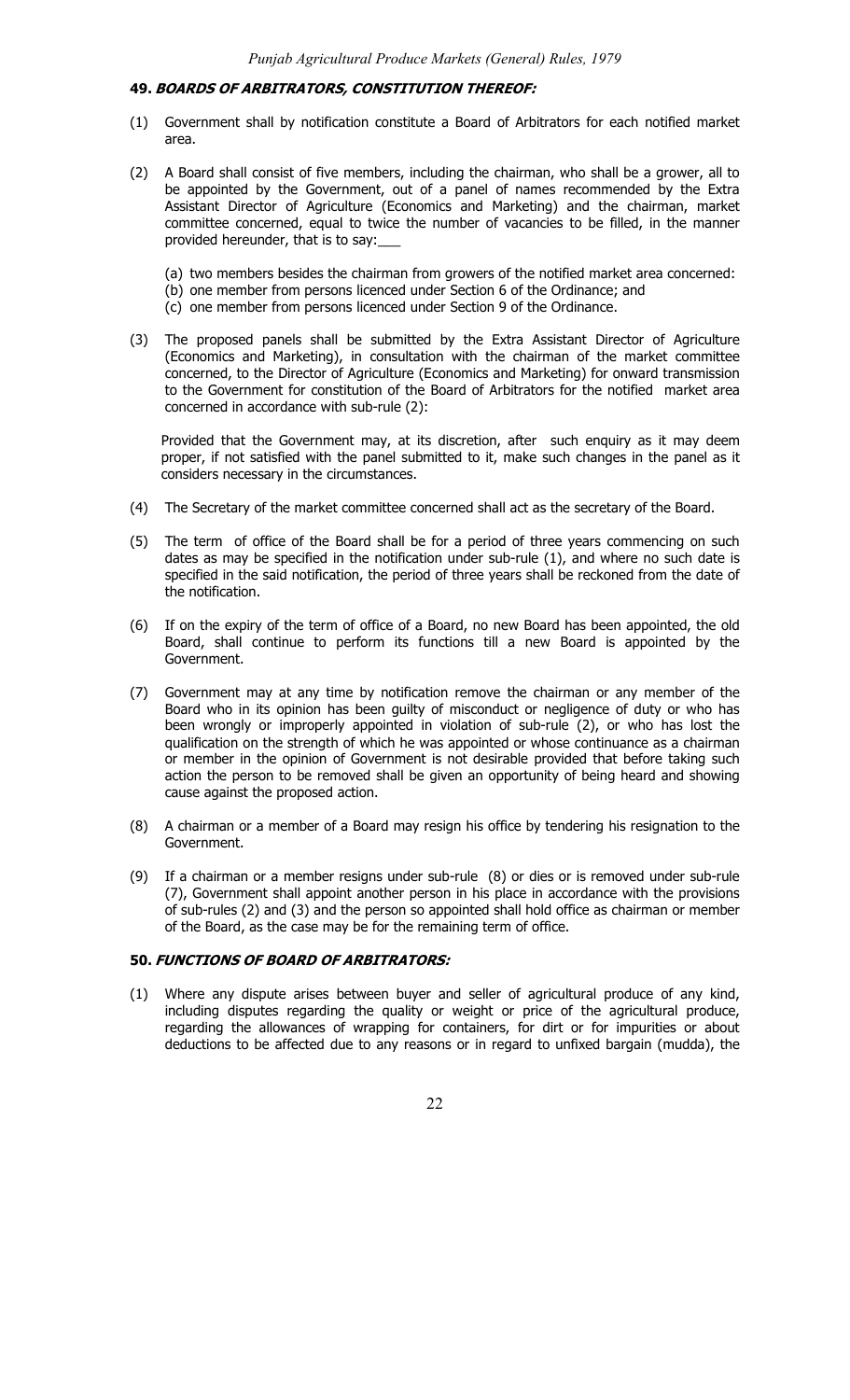### 49. *BOARDS OF ARBITRATORS, CONSTITUTION THEREOF:*

(1) Government shall by notification constitute a Board of Arbitrators for each notified market area.

(2) A Board shall consist of five members, including the chairman, who shall be a grower, all to be appointed by the Government, out of a panel of names recommended by the Extra Assistant Director of Agriculture (Economics and Marketing) and the chairman, market committee concerned, equal to twice the number of vacancies to be filled, in the manner provided hereunder, that is to say:___

  (a) two members besides the chairman from growers of the notified market area concerned:
  (b) one member from persons licenced under Section 6 of the Ordinance; and
  (c) one member from persons licenced under Section 9 of the Ordinance.

(3) The proposed panels shall be submitted by the Extra Assistant Director of Agriculture (Economics and Marketing), in consultation with the chairman of the market committee concerned, to the Director of Agriculture (Economics and Marketing) for onward transmission to the Government for constitution of the Board of Arbitrators for the notified market area concerned in accordance with sub-rule (2):

  Provided that the Government may, at its discretion, after such enquiry as it may deem proper, if not satisfied with the panel submitted to it, make such changes in the panel as it considers necessary in the circumstances.

(4) The Secretary of the market committee concerned shall act as the secretary of the Board.

(5) The term of office of the Board shall be for a period of three years commencing on such dates as may be specified in the notification under sub-rule (1), and where no such date is specified in the said notification, the period of three years shall be reckoned from the date of the notification.

(6) If on the expiry of the term of office of a Board, no new Board has been appointed, the old Board, shall continue to perform its functions till a new Board is appointed by the Government.

(7) Government may at any time by notification remove the chairman or any member of the Board who in its opinion has been guilty of misconduct or negligence of duty or who has been wrongly or improperly appointed in violation of sub-rule (2), or who has lost the qualification on the strength of which he was appointed or whose continuance as a chairman or member in the opinion of Government is not desirable provided that before taking such action the person to be removed shall be given an opportunity of being heard and showing cause against the proposed action.

(8) A chairman or a member of a Board may resign his office by tendering his resignation to the Government.

(9) If a chairman or a member resigns under sub-rule (8) or dies or is removed under sub-rule (7), Government shall appoint another person in his place in accordance with the provisions of sub-rules (2) and (3) and the person so appointed shall hold office as chairman or member of the Board, as the case may be for the remaining term of office.

### 50. *FUNCTIONS OF BOARD OF ARBITRATORS:*

(1) Where any dispute arises between buyer and seller of agricultural produce of any kind, including disputes regarding the quality or weight or price of the agricultural produce, regarding the allowances of wrapping for containers, for dirt or for impurities or about deductions to be affected due to any reasons or in regard to unfixed bargain (mudda), the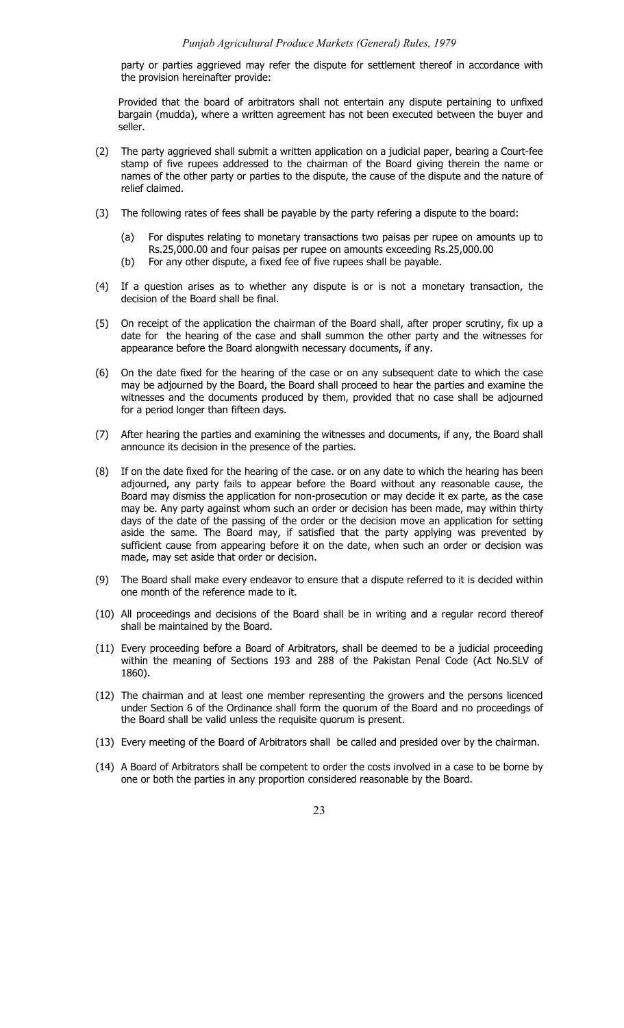party or parties aggrieved may refer the dispute for settlement thereof in accordance with the provision hereinafter provide:

Provided that the board of arbitrators shall not entertain any dispute pertaining to unfixed bargain (mudda), where a written agreement has not been executed between the buyer and seller.

(2) The party aggrieved shall submit a written application on a judicial paper, bearing a Court-fee stamp of five rupees addressed to the chairman of the Board giving therein the name or names of the other party or parties to the dispute, the cause of the dispute and the nature of relief claimed.

(3) The following rates of fees shall be payable by the party refering a dispute to the board:

   (a) For disputes relating to monetary transactions two paisas per rupee on amounts up to Rs.25,000.00 and four paisas per rupee on amounts exceeding Rs.25,000.00
   (b) For any other dispute, a fixed fee of five rupees shall be payable.

(4) If a question arises as to whether any dispute is or is not a monetary transaction, the decision of the Board shall be final.

(5) On receipt of the application the chairman of the Board shall, after proper scrutiny, fix up a date for the hearing of the case and shall summon the other party and the witnesses for appearance before the Board alongwith necessary documents, if any.

(6) On the date fixed for the hearing of the case or on any subsequent date to which the case may be adjourned by the Board, the Board shall proceed to hear the parties and examine the witnesses and the documents produced by them, provided that no case shall be adjourned for a period longer than fifteen days.

(7) After hearing the parties and examining the witnesses and documents, if any, the Board shall announce its decision in the presence of the parties.

(8) If on the date fixed for the hearing of the case. or on any date to which the hearing has been adjourned, any party fails to appear before the Board without any reasonable cause, the Board may dismiss the application for non-prosecution or may decide it ex parte, as the case may be. Any party against whom such an order or decision has been made, may within thirty days of the date of the passing of the order or the decision move an application for setting aside the same. The Board may, if satisfied that the party applying was prevented by sufficient cause from appearing before it on the date, when such an order or decision was made, may set aside that order or decision.

(9) The Board shall make every endeavor to ensure that a dispute referred to it is decided within one month of the reference made to it.

(10) All proceedings and decisions of the Board shall be in writing and a regular record thereof shall be maintained by the Board.

(11) Every proceeding before a Board of Arbitrators, shall be deemed to be a judicial proceeding within the meaning of Sections 193 and 288 of the Pakistan Penal Code (Act No.SLV of 1860).

(12) The chairman and at least one member representing the growers and the persons licenced under Section 6 of the Ordinance shall form the quorum of the Board and no proceedings of the Board shall be valid unless the requisite quorum is present.

(13) Every meeting of the Board of Arbitrators shall be called and presided over by the chairman.

(14) A Board of Arbitrators shall be competent to order the costs involved in a case to be borne by one or both the parties in any proportion considered reasonable by the Board.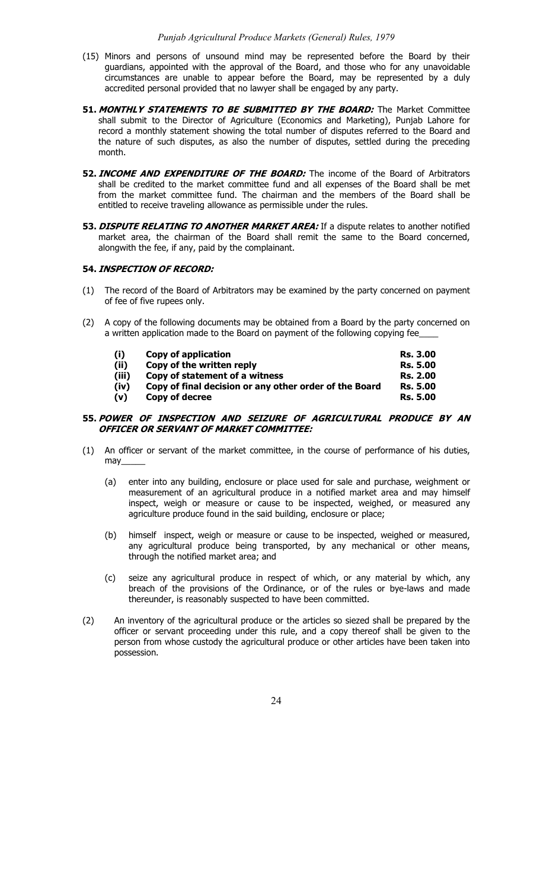(15) Minors and persons of unsound mind may be represented before the Board by their guardians, appointed with the approval of the Board, and those who for any unavoidable circumstances are unable to appear before the Board, may be represented by a duly accredited personal provided that no lawyer shall be engaged by any party.

**51. *MONTHLY STATEMENTS TO BE SUBMITTED BY THE BOARD:*** The Market Committee shall submit to the Director of Agriculture (Economics and Marketing), Punjab Lahore for record a monthly statement showing the total number of disputes referred to the Board and the nature of such disputes, as also the number of disputes, settled during the preceding month.

**52. *INCOME AND EXPENDITURE OF THE BOARD:*** The income of the Board of Arbitrators shall be credited to the market committee fund and all expenses of the Board shall be met from the market committee fund. The chairman and the members of the Board shall be entitled to receive traveling allowance as permissible under the rules.

**53. *DISPUTE RELATING TO ANOTHER MARKET AREA:*** If a dispute relates to another notified market area, the chairman of the Board shall remit the same to the Board concerned, alongwith the fee, if any, paid by the complainant.

**54. *INSPECTION OF RECORD:***

(1) The record of the Board of Arbitrators may be examined by the party concerned on payment of fee of five rupees only.

(2) A copy of the following documents may be obtained from a Board by the party concerned on a written application made to the Board on payment of the following copying fee____

| | | |
|---|---|---|
| **(i)** | **Copy of application** | **Rs. 3.00** |
| **(ii)** | **Copy of the written reply** | **Rs. 5.00** |
| **(iii)** | **Copy of statement of a witness** | **Rs. 2.00** |
| **(iv)** | **Copy of final decision or any other order of the Board** | **Rs. 5.00** |
| **(v)** | **Copy of decree** | **Rs. 5.00** |

**55. *POWER OF INSPECTION AND SEIZURE OF AGRICULTURAL PRODUCE BY AN OFFICER OR SERVANT OF MARKET COMMITTEE:***

(1) An officer or servant of the market committee, in the course of performance of his duties, may_____

(a) enter into any building, enclosure or place used for sale and purchase, weighment or measurement of an agricultural produce in a notified market area and may himself inspect, weigh or measure or cause to be inspected, weighed, or measured any agriculture produce found in the said building, enclosure or place;

(b) himself inspect, weigh or measure or cause to be inspected, weighed or measured, any agricultural produce being transported, by any mechanical or other means, through the notified market area; and

(c) seize any agricultural produce in respect of which, or any material by which, any breach of the provisions of the Ordinance, or of the rules or bye-laws and made thereunder, is reasonably suspected to have been committed.

(2) An inventory of the agricultural produce or the articles so siezed shall be prepared by the officer or servant proceeding under this rule, and a copy thereof shall be given to the person from whose custody the agricultural produce or other articles have been taken into possession.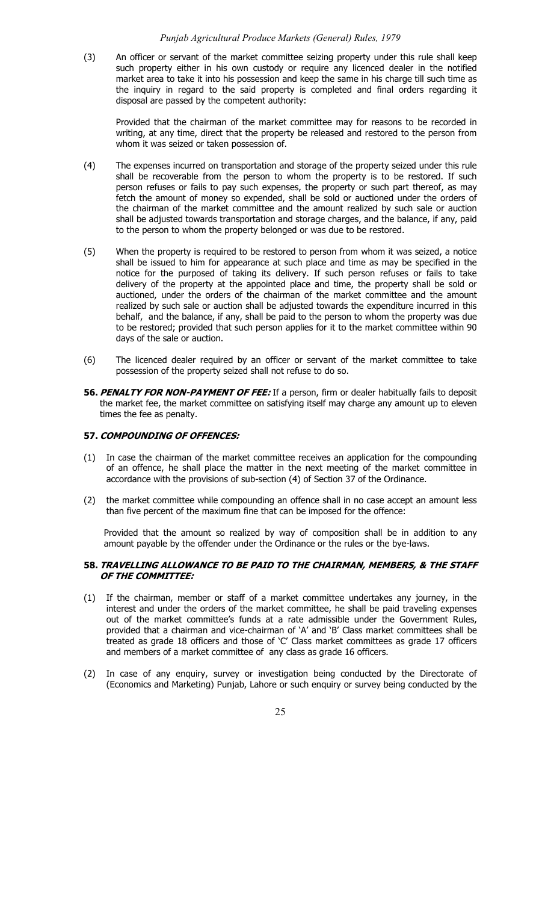(3) An officer or servant of the market committee seizing property under this rule shall keep such property either in his own custody or require any licenced dealer in the notified market area to take it into his possession and keep the same in his charge till such time as the inquiry in regard to the said property is completed and final orders regarding it disposal are passed by the competent authority:

Provided that the chairman of the market committee may for reasons to be recorded in writing, at any time, direct that the property be released and restored to the person from whom it was seized or taken possession of.

(4) The expenses incurred on transportation and storage of the property seized under this rule shall be recoverable from the person to whom the property is to be restored. If such person refuses or fails to pay such expenses, the property or such part thereof, as may fetch the amount of money so expended, shall be sold or auctioned under the orders of the chairman of the market committee and the amount realized by such sale or auction shall be adjusted towards transportation and storage charges, and the balance, if any, paid to the person to whom the property belonged or was due to be restored.

(5) When the property is required to be restored to person from whom it was seized, a notice shall be issued to him for appearance at such place and time as may be specified in the notice for the purposed of taking its delivery. If such person refuses or fails to take delivery of the property at the appointed place and time, the property shall be sold or auctioned, under the orders of the chairman of the market committee and the amount realized by such sale or auction shall be adjusted towards the expenditure incurred in this behalf, and the balance, if any, shall be paid to the person to whom the property was due to be restored; provided that such person applies for it to the market committee within 90 days of the sale or auction.

(6) The licenced dealer required by an officer or servant of the market committee to take possession of the property seized shall not refuse to do so.

**56.** ***PENALTY FOR NON-PAYMENT OF FEE:*** If a person, firm or dealer habitually fails to deposit the market fee, the market committee on satisfying itself may charge any amount up to eleven times the fee as penalty.

**57.** ***COMPOUNDING OF OFFENCES:***

(1) In case the chairman of the market committee receives an application for the compounding of an offence, he shall place the matter in the next meeting of the market committee in accordance with the provisions of sub-section (4) of Section 37 of the Ordinance.

(2) the market committee while compounding an offence shall in no case accept an amount less than five percent of the maximum fine that can be imposed for the offence:

Provided that the amount so realized by way of composition shall be in addition to any amount payable by the offender under the Ordinance or the rules or the bye-laws.

**58.** ***TRAVELLING ALLOWANCE TO BE PAID TO THE CHAIRMAN, MEMBERS, & THE STAFF OF THE COMMITTEE:***

(1) If the chairman, member or staff of a market committee undertakes any journey, in the interest and under the orders of the market committee, he shall be paid traveling expenses out of the market committee's funds at a rate admissible under the Government Rules, provided that a chairman and vice-chairman of 'A' and 'B' Class market committees shall be treated as grade 18 officers and those of 'C' Class market committees as grade 17 officers and members of a market committee of any class as grade 16 officers.

(2) In case of any enquiry, survey or investigation being conducted by the Directorate of (Economics and Marketing) Punjab, Lahore or such enquiry or survey being conducted by the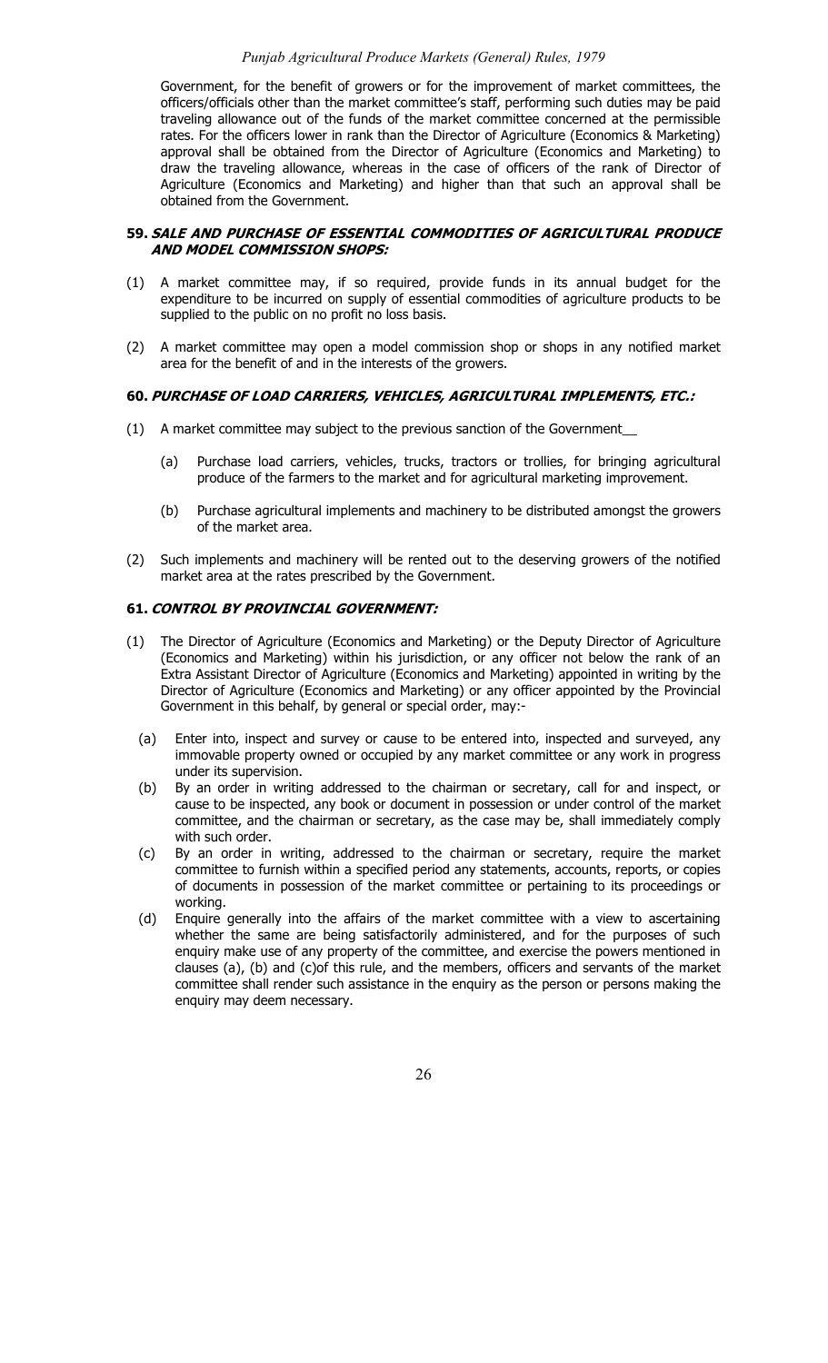Government, for the benefit of growers or for the improvement of market committees, the officers/officials other than the market committee's staff, performing such duties may be paid traveling allowance out of the funds of the market committee concerned at the permissible rates. For the officers lower in rank than the Director of Agriculture (Economics & Marketing) approval shall be obtained from the Director of Agriculture (Economics and Marketing) to draw the traveling allowance, whereas in the case of officers of the rank of Director of Agriculture (Economics and Marketing) and higher than that such an approval shall be obtained from the Government.

### 59. *SALE AND PURCHASE OF ESSENTIAL COMMODITIES OF AGRICULTURAL PRODUCE AND MODEL COMMISSION SHOPS:*

(1) A market committee may, if so required, provide funds in its annual budget for the expenditure to be incurred on supply of essential commodities of agriculture products to be supplied to the public on no profit no loss basis.

(2) A market committee may open a model commission shop or shops in any notified market area for the benefit of and in the interests of the growers.

### 60. *PURCHASE OF LOAD CARRIERS, VEHICLES, AGRICULTURAL IMPLEMENTS, ETC.:*

(1) A market committee may subject to the previous sanction of the Government__

   (a) Purchase load carriers, vehicles, trucks, tractors or trollies, for bringing agricultural produce of the farmers to the market and for agricultural marketing improvement.

   (b) Purchase agricultural implements and machinery to be distributed amongst the growers of the market area.

(2) Such implements and machinery will be rented out to the deserving growers of the notified market area at the rates prescribed by the Government.

### 61. *CONTROL BY PROVINCIAL GOVERNMENT:*

(1) The Director of Agriculture (Economics and Marketing) or the Deputy Director of Agriculture (Economics and Marketing) within his jurisdiction, or any officer not below the rank of an Extra Assistant Director of Agriculture (Economics and Marketing) appointed in writing by the Director of Agriculture (Economics and Marketing) or any officer appointed by the Provincial Government in this behalf, by general or special order, may:-

   (a) Enter into, inspect and survey or cause to be entered into, inspected and surveyed, any immovable property owned or occupied by any market committee or any work in progress under its supervision.

   (b) By an order in writing addressed to the chairman or secretary, call for and inspect, or cause to be inspected, any book or document in possession or under control of the market committee, and the chairman or secretary, as the case may be, shall immediately comply with such order.

   (c) By an order in writing, addressed to the chairman or secretary, require the market committee to furnish within a specified period any statements, accounts, reports, or copies of documents in possession of the market committee or pertaining to its proceedings or working.

   (d) Enquire generally into the affairs of the market committee with a view to ascertaining whether the same are being satisfactorily administered, and for the purposes of such enquiry make use of any property of the committee, and exercise the powers mentioned in clauses (a), (b) and (c)of this rule, and the members, officers and servants of the market committee shall render such assistance in the enquiry as the person or persons making the enquiry may deem necessary.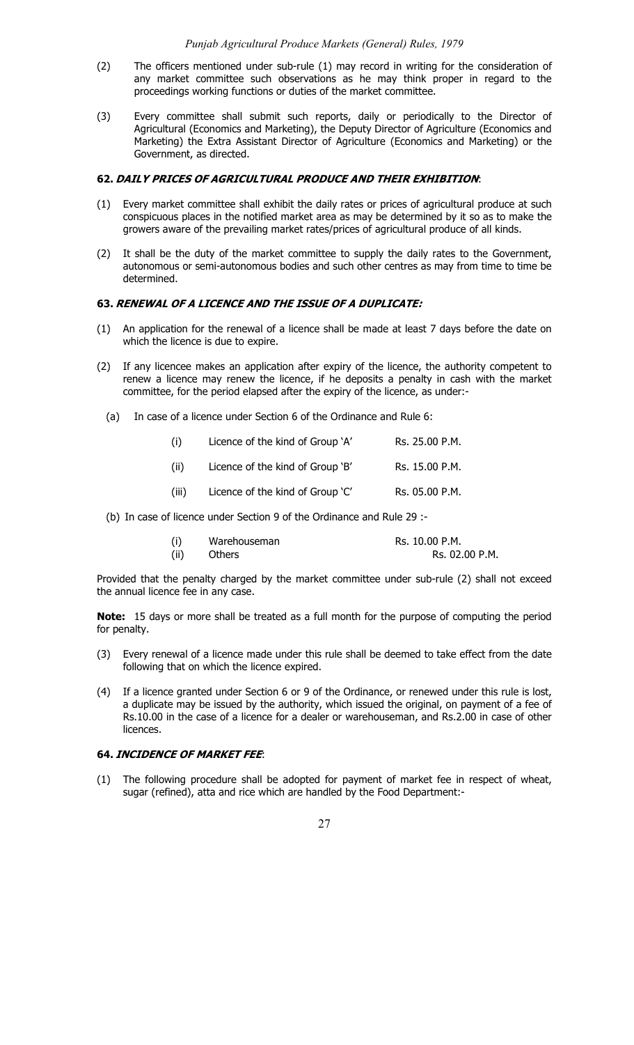(2) The officers mentioned under sub-rule (1) may record in writing for the consideration of any market committee such observations as he may think proper in regard to the proceedings working functions or duties of the market committee.

(3) Every committee shall submit such reports, daily or periodically to the Director of Agricultural (Economics and Marketing), the Deputy Director of Agriculture (Economics and Marketing) the Extra Assistant Director of Agriculture (Economics and Marketing) or the Government, as directed.

#### 62. *DAILY PRICES OF AGRICULTURAL PRODUCE AND THEIR EXHIBITION*:

(1) Every market committee shall exhibit the daily rates or prices of agricultural produce at such conspicuous places in the notified market area as may be determined by it so as to make the growers aware of the prevailing market rates/prices of agricultural produce of all kinds.

(2) It shall be the duty of the market committee to supply the daily rates to the Government, autonomous or semi-autonomous bodies and such other centres as may from time to time be determined.

#### 63. *RENEWAL OF A LICENCE AND THE ISSUE OF A DUPLICATE:*

(1) An application for the renewal of a licence shall be made at least 7 days before the date on which the licence is due to expire.

(2) If any licencee makes an application after expiry of the licence, the authority competent to renew a licence may renew the licence, if he deposits a penalty in cash with the market committee, for the period elapsed after the expiry of the licence, as under:-

(a) In case of a licence under Section 6 of the Ordinance and Rule 6:

| | | |
|---|---|---|
| (i) | Licence of the kind of Group 'A' | Rs. 25.00 P.M. |
| (ii) | Licence of the kind of Group 'B' | Rs. 15.00 P.M. |
| (iii) | Licence of the kind of Group 'C' | Rs. 05.00 P.M. |

(b) In case of licence under Section 9 of the Ordinance and Rule 29 :-

| | | |
|---|---|---|
| (i) | Warehouseman | Rs. 10.00 P.M. |
| (ii) | Others | Rs. 02.00 P.M. |

Provided that the penalty charged by the market committee under sub-rule (2) shall not exceed the annual licence fee in any case.

**Note:** 15 days or more shall be treated as a full month for the purpose of computing the period for penalty.

(3) Every renewal of a licence made under this rule shall be deemed to take effect from the date following that on which the licence expired.

(4) If a licence granted under Section 6 or 9 of the Ordinance, or renewed under this rule is lost, a duplicate may be issued by the authority, which issued the original, on payment of a fee of Rs.10.00 in the case of a licence for a dealer or warehouseman, and Rs.2.00 in case of other licences.

#### 64. *INCIDENCE OF MARKET FEE*:

(1) The following procedure shall be adopted for payment of market fee in respect of wheat, sugar (refined), atta and rice which are handled by the Food Department:-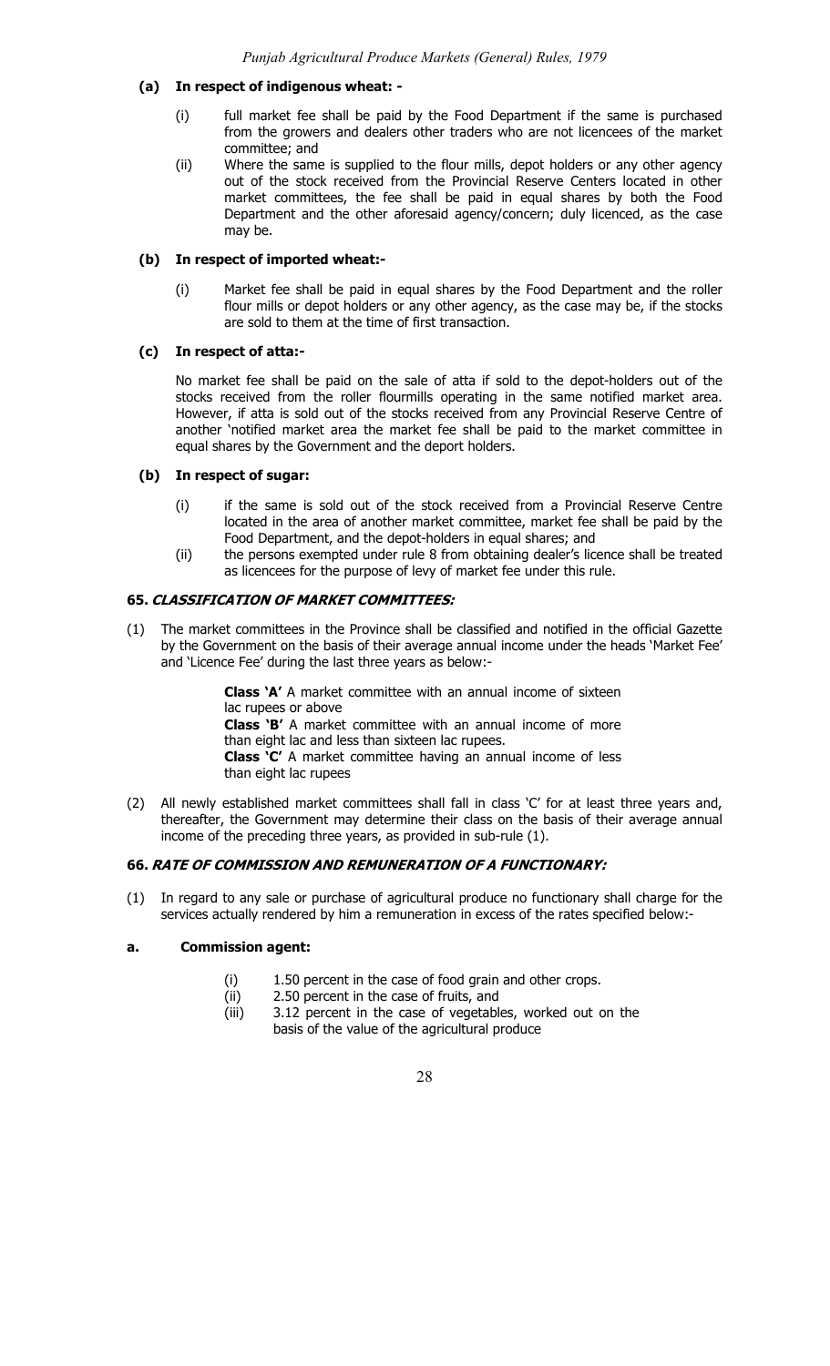**(a) In respect of indigenous wheat: -**

(i) full market fee shall be paid by the Food Department if the same is purchased from the growers and dealers other traders who are not licencees of the market committee; and

(ii) Where the same is supplied to the flour mills, depot holders or any other agency out of the stock received from the Provincial Reserve Centers located in other market committees, the fee shall be paid in equal shares by both the Food Department and the other aforesaid agency/concern; duly licenced, as the case may be.

**(b) In respect of imported wheat:-**

(i) Market fee shall be paid in equal shares by the Food Department and the roller flour mills or depot holders or any other agency, as the case may be, if the stocks are sold to them at the time of first transaction.

**(c) In respect of atta:-**

No market fee shall be paid on the sale of atta if sold to the depot-holders out of the stocks received from the roller flourmills operating in the same notified market area. However, if atta is sold out of the stocks received from any Provincial Reserve Centre of another 'notified market area the market fee shall be paid to the market committee in equal shares by the Government and the deport holders.

**(b) In respect of sugar:**

(i) if the same is sold out of the stock received from a Provincial Reserve Centre located in the area of another market committee, market fee shall be paid by the Food Department, and the depot-holders in equal shares; and

(ii) the persons exempted under rule 8 from obtaining dealer's licence shall be treated as licencees for the purpose of levy of market fee under this rule.

### 65. *CLASSIFICATION OF MARKET COMMITTEES:*

(1) The market committees in the Province shall be classified and notified in the official Gazette by the Government on the basis of their average annual income under the heads 'Market Fee' and 'Licence Fee' during the last three years as below:-

> **Class 'A'** A market committee with an annual income of sixteen lac rupees or above
>
> **Class 'B'** A market committee with an annual income of more than eight lac and less than sixteen lac rupees.
>
> **Class 'C'** A market committee having an annual income of less than eight lac rupees

(2) All newly established market committees shall fall in class 'C' for at least three years and, thereafter, the Government may determine their class on the basis of their average annual income of the preceding three years, as provided in sub-rule (1).

### 66. *RATE OF COMMISSION AND REMUNERATION OF A FUNCTIONARY:*

(1) In regard to any sale or purchase of agricultural produce no functionary shall charge for the services actually rendered by him a remuneration in excess of the rates specified below:-

**a. Commission agent:**

(i) 1.50 percent in the case of food grain and other crops.

(ii) 2.50 percent in the case of fruits, and

(iii) 3.12 percent in the case of vegetables, worked out on the basis of the value of the agricultural produce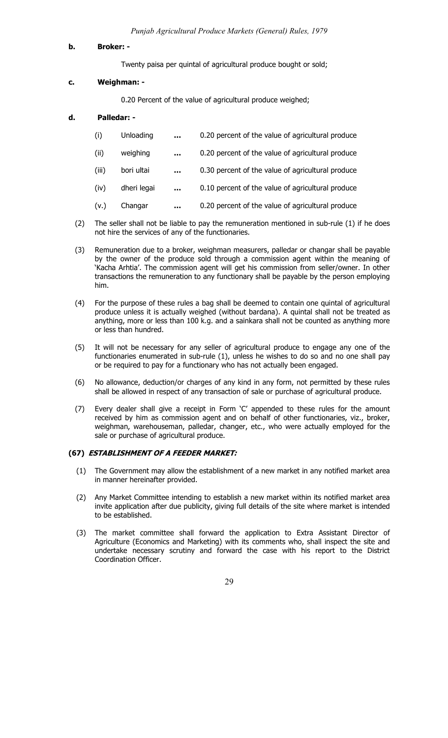**b. Broker: -**

Twenty paisa per quintal of agricultural produce bought or sold;

**c. Weighman: -**

0.20 Percent of the value of agricultural produce weighed;

**d. Palledar: -**

| | | | |
|---|---|---|---|
| (i) | Unloading | … | 0.20 percent of the value of agricultural produce |
| (ii) | weighing | … | 0.20 percent of the value of agricultural produce |
| (iii) | bori ultai | … | 0.30 percent of the value of agricultural produce |
| (iv) | dheri legai | … | 0.10 percent of the value of agricultural produce |
| (v.) | Changar | … | 0.20 percent of the value of agricultural produce |

(2) The seller shall not be liable to pay the remuneration mentioned in sub-rule (1) if he does not hire the services of any of the functionaries.

(3) Remuneration due to a broker, weighman measurers, palledar or changar shall be payable by the owner of the produce sold through a commission agent within the meaning of 'Kacha Arhtia'. The commission agent will get his commission from seller/owner. In other transactions the remuneration to any functionary shall be payable by the person employing him.

(4) For the purpose of these rules a bag shall be deemed to contain one quintal of agricultural produce unless it is actually weighed (without bardana). A quintal shall not be treated as anything, more or less than 100 k.g. and a sainkara shall not be counted as anything more or less than hundred.

(5) It will not be necessary for any seller of agricultural produce to engage any one of the functionaries enumerated in sub-rule (1), unless he wishes to do so and no one shall pay or be required to pay for a functionary who has not actually been engaged.

(6) No allowance, deduction/or charges of any kind in any form, not permitted by these rules shall be allowed in respect of any transaction of sale or purchase of agricultural produce.

(7) Every dealer shall give a receipt in Form 'C' appended to these rules for the amount received by him as commission agent and on behalf of other functionaries, viz., broker, weighman, warehouseman, palledar, changer, etc., who were actually employed for the sale or purchase of agricultural produce.

**(67) *ESTABLISHMENT OF A FEEDER MARKET:***

(1) The Government may allow the establishment of a new market in any notified market area in manner hereinafter provided.

(2) Any Market Committee intending to establish a new market within its notified market area invite application after due publicity, giving full details of the site where market is intended to be established.

(3) The market committee shall forward the application to Extra Assistant Director of Agriculture (Economics and Marketing) with its comments who, shall inspect the site and undertake necessary scrutiny and forward the case with his report to the District Coordination Officer.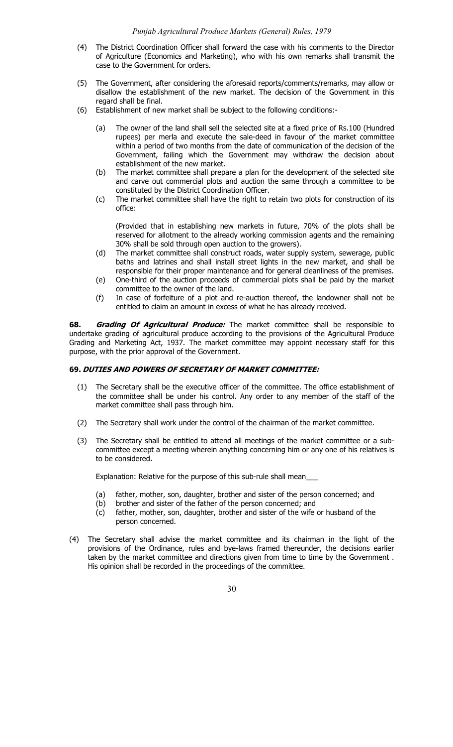(4) The District Coordination Officer shall forward the case with his comments to the Director of Agriculture (Economics and Marketing), who with his own remarks shall transmit the case to the Government for orders.

(5) The Government, after considering the aforesaid reports/comments/remarks, may allow or disallow the establishment of the new market. The decision of the Government in this regard shall be final.

(6) Establishment of new market shall be subject to the following conditions:-

   (a) The owner of the land shall sell the selected site at a fixed price of Rs.100 (Hundred rupees) per merla and execute the sale-deed in favour of the market committee within a period of two months from the date of communication of the decision of the Government, failing which the Government may withdraw the decision about establishment of the new market.

   (b) The market committee shall prepare a plan for the development of the selected site and carve out commercial plots and auction the same through a committee to be constituted by the District Coordination Officer.

   (c) The market committee shall have the right to retain two plots for construction of its office:

   (Provided that in establishing new markets in future, 70% of the plots shall be reserved for allotment to the already working commission agents and the remaining 30% shall be sold through open auction to the growers).

   (d) The market committee shall construct roads, water supply system, sewerage, public baths and latrines and shall install street lights in the new market, and shall be responsible for their proper maintenance and for general cleanliness of the premises.

   (e) One-third of the auction proceeds of commercial plots shall be paid by the market committee to the owner of the land.

   (f) In case of forfeiture of a plot and re-auction thereof, the landowner shall not be entitled to claim an amount in excess of what he has already received.

**68.** ***Grading Of Agricultural Produce:*** The market committee shall be responsible to undertake grading of agricultural produce according to the provisions of the Agricultural Produce Grading and Marketing Act, 1937. The market committee may appoint necessary staff for this purpose, with the prior approval of the Government.

**69. *DUTIES AND POWERS OF SECRETARY OF MARKET COMMITTEE:***

(1) The Secretary shall be the executive officer of the committee. The office establishment of the committee shall be under his control. Any order to any member of the staff of the market committee shall pass through him.

(2) The Secretary shall work under the control of the chairman of the market committee.

(3) The Secretary shall be entitled to attend all meetings of the market committee or a sub-committee except a meeting wherein anything concerning him or any one of his relatives is to be considered.

   Explanation: Relative for the purpose of this sub-rule shall mean___

   (a) father, mother, son, daughter, brother and sister of the person concerned; and
   (b) brother and sister of the father of the person concerned; and
   (c) father, mother, son, daughter, brother and sister of the wife or husband of the person concerned.

(4) The Secretary shall advise the market committee and its chairman in the light of the provisions of the Ordinance, rules and bye-laws framed thereunder, the decisions earlier taken by the market committee and directions given from time to time by the Government . His opinion shall be recorded in the proceedings of the committee.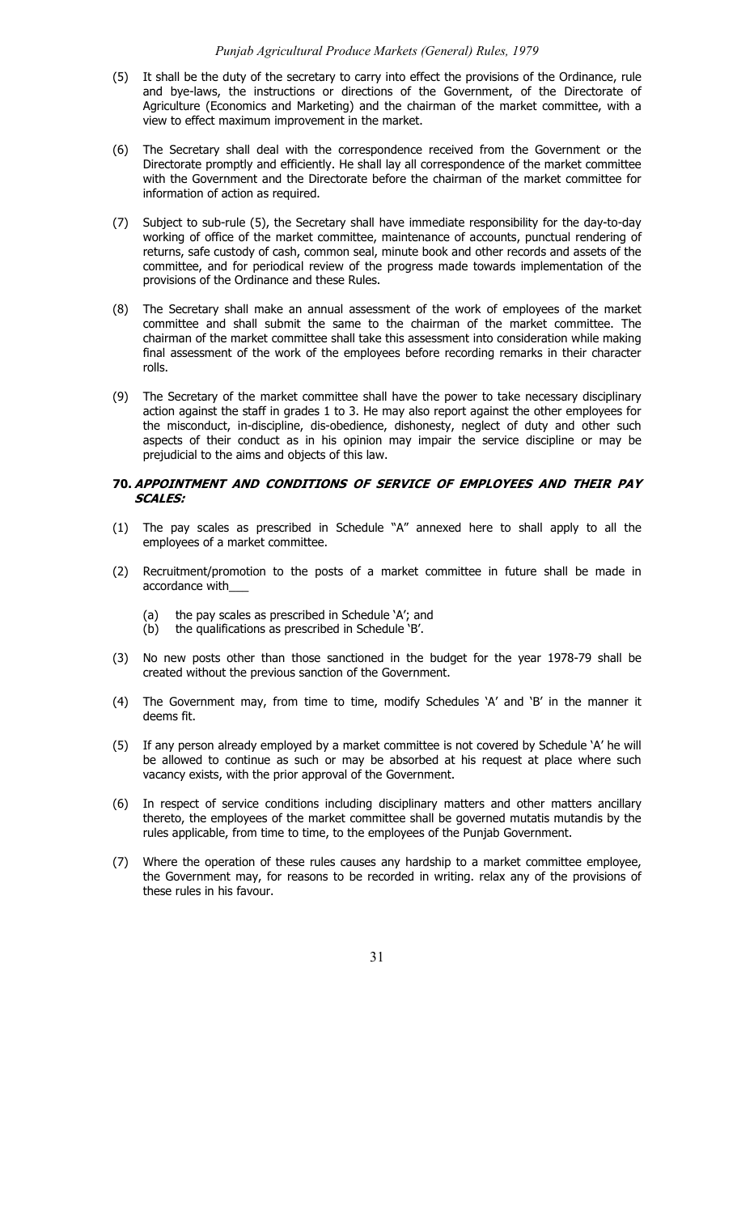(5) It shall be the duty of the secretary to carry into effect the provisions of the Ordinance, rule and bye-laws, the instructions or directions of the Government, of the Directorate of Agriculture (Economics and Marketing) and the chairman of the market committee, with a view to effect maximum improvement in the market.

(6) The Secretary shall deal with the correspondence received from the Government or the Directorate promptly and efficiently. He shall lay all correspondence of the market committee with the Government and the Directorate before the chairman of the market committee for information of action as required.

(7) Subject to sub-rule (5), the Secretary shall have immediate responsibility for the day-to-day working of office of the market committee, maintenance of accounts, punctual rendering of returns, safe custody of cash, common seal, minute book and other records and assets of the committee, and for periodical review of the progress made towards implementation of the provisions of the Ordinance and these Rules.

(8) The Secretary shall make an annual assessment of the work of employees of the market committee and shall submit the same to the chairman of the market committee. The chairman of the market committee shall take this assessment into consideration while making final assessment of the work of the employees before recording remarks in their character rolls.

(9) The Secretary of the market committee shall have the power to take necessary disciplinary action against the staff in grades 1 to 3. He may also report against the other employees for the misconduct, in-discipline, dis-obedience, dishonesty, neglect of duty and other such aspects of their conduct as in his opinion may impair the service discipline or may be prejudicial to the aims and objects of this law.

### 70. *APPOINTMENT AND CONDITIONS OF SERVICE OF EMPLOYEES AND THEIR PAY SCALES:*

(1) The pay scales as prescribed in Schedule "A" annexed here to shall apply to all the employees of a market committee.

(2) Recruitment/promotion to the posts of a market committee in future shall be made in accordance with___

   (a) the pay scales as prescribed in Schedule 'A'; and
   (b) the qualifications as prescribed in Schedule 'B'.

(3) No new posts other than those sanctioned in the budget for the year 1978-79 shall be created without the previous sanction of the Government.

(4) The Government may, from time to time, modify Schedules 'A' and 'B' in the manner it deems fit.

(5) If any person already employed by a market committee is not covered by Schedule 'A' he will be allowed to continue as such or may be absorbed at his request at place where such vacancy exists, with the prior approval of the Government.

(6) In respect of service conditions including disciplinary matters and other matters ancillary thereto, the employees of the market committee shall be governed mutatis mutandis by the rules applicable, from time to time, to the employees of the Punjab Government.

(7) Where the operation of these rules causes any hardship to a market committee employee, the Government may, for reasons to be recorded in writing. relax any of the provisions of these rules in his favour.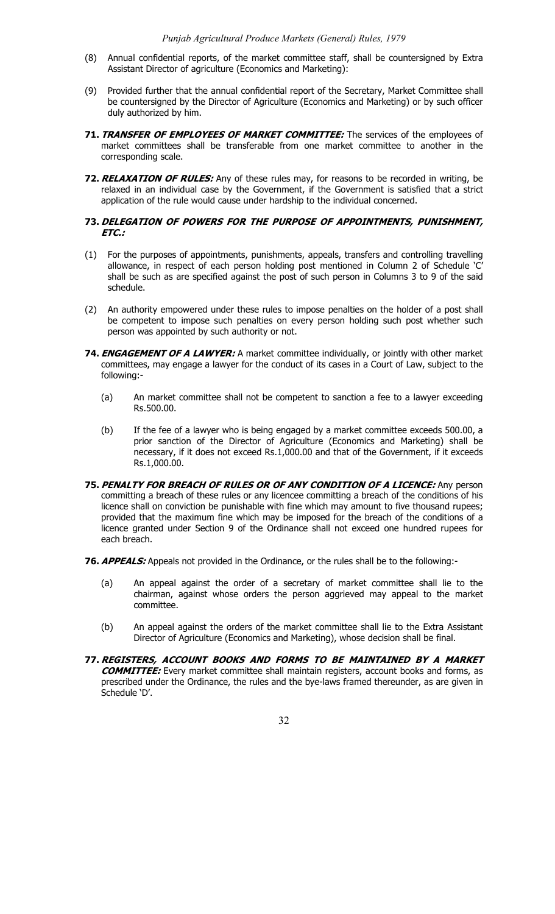(8) Annual confidential reports, of the market committee staff, shall be countersigned by Extra Assistant Director of agriculture (Economics and Marketing):

(9) Provided further that the annual confidential report of the Secretary, Market Committee shall be countersigned by the Director of Agriculture (Economics and Marketing) or by such officer duly authorized by him.

**71. *TRANSFER OF EMPLOYEES OF MARKET COMMITTEE:*** The services of the employees of market committees shall be transferable from one market committee to another in the corresponding scale.

**72. *RELAXATION OF RULES:*** Any of these rules may, for reasons to be recorded in writing, be relaxed in an individual case by the Government, if the Government is satisfied that a strict application of the rule would cause under hardship to the individual concerned.

**73. *DELEGATION OF POWERS FOR THE PURPOSE OF APPOINTMENTS, PUNISHMENT, ETC.:***

(1) For the purposes of appointments, punishments, appeals, transfers and controlling travelling allowance, in respect of each person holding post mentioned in Column 2 of Schedule 'C' shall be such as are specified against the post of such person in Columns 3 to 9 of the said schedule.

(2) An authority empowered under these rules to impose penalties on the holder of a post shall be competent to impose such penalties on every person holding such post whether such person was appointed by such authority or not.

**74. *ENGAGEMENT OF A LAWYER:*** A market committee individually, or jointly with other market committees, may engage a lawyer for the conduct of its cases in a Court of Law, subject to the following:-

(a) An market committee shall not be competent to sanction a fee to a lawyer exceeding Rs.500.00.

(b) If the fee of a lawyer who is being engaged by a market committee exceeds 500.00, a prior sanction of the Director of Agriculture (Economics and Marketing) shall be necessary, if it does not exceed Rs.1,000.00 and that of the Government, if it exceeds Rs.1,000.00.

**75. *PENALTY FOR BREACH OF RULES OR OF ANY CONDITION OF A LICENCE:*** Any person committing a breach of these rules or any licencee committing a breach of the conditions of his licence shall on conviction be punishable with fine which may amount to five thousand rupees; provided that the maximum fine which may be imposed for the breach of the conditions of a licence granted under Section 9 of the Ordinance shall not exceed one hundred rupees for each breach.

**76. *APPEALS:*** Appeals not provided in the Ordinance, or the rules shall be to the following:-

(a) An appeal against the order of a secretary of market committee shall lie to the chairman, against whose orders the person aggrieved may appeal to the market committee.

(b) An appeal against the orders of the market committee shall lie to the Extra Assistant Director of Agriculture (Economics and Marketing), whose decision shall be final.

**77. *REGISTERS, ACCOUNT BOOKS AND FORMS TO BE MAINTAINED BY A MARKET COMMITTEE:*** Every market committee shall maintain registers, account books and forms, as prescribed under the Ordinance, the rules and the bye-laws framed thereunder, as are given in Schedule 'D'.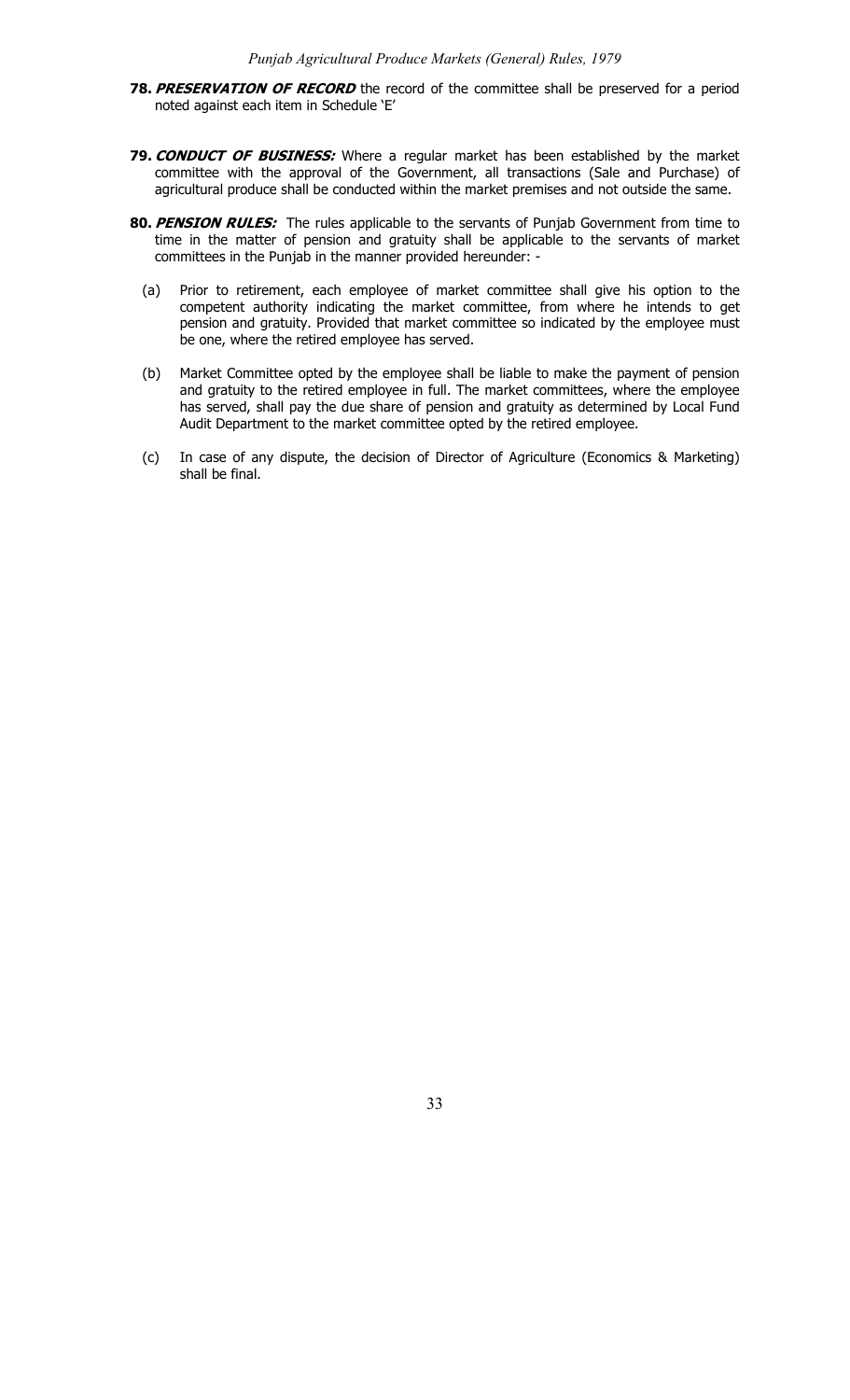**78. *PRESERVATION OF RECORD*** the record of the committee shall be preserved for a period noted against each item in Schedule 'E'

**79. *CONDUCT OF BUSINESS:*** Where a regular market has been established by the market committee with the approval of the Government, all transactions (Sale and Purchase) of agricultural produce shall be conducted within the market premises and not outside the same.

**80. *PENSION RULES:*** The rules applicable to the servants of Punjab Government from time to time in the matter of pension and gratuity shall be applicable to the servants of market committees in the Punjab in the manner provided hereunder: -

(a) Prior to retirement, each employee of market committee shall give his option to the competent authority indicating the market committee, from where he intends to get pension and gratuity. Provided that market committee so indicated by the employee must be one, where the retired employee has served.

(b) Market Committee opted by the employee shall be liable to make the payment of pension and gratuity to the retired employee in full. The market committees, where the employee has served, shall pay the due share of pension and gratuity as determined by Local Fund Audit Department to the market committee opted by the retired employee.

(c) In case of any dispute, the decision of Director of Agriculture (Economics & Marketing) shall be final.